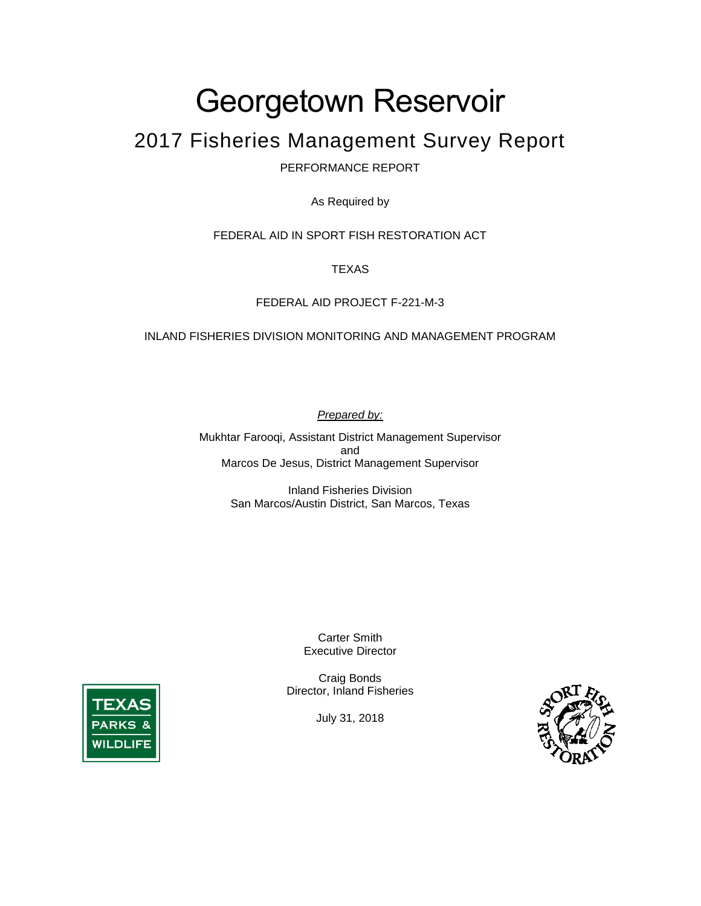# Georgetown Reservoir

## 2017 Fisheries Management Survey Report

PERFORMANCE REPORT

As Required by

FEDERAL AID IN SPORT FISH RESTORATION ACT

TEXAS

FEDERAL AID PROJECT F-221-M-3

INLAND FISHERIES DIVISION MONITORING AND MANAGEMENT PROGRAM

*Prepared by:*

Mukhtar Farooqi, Assistant District Management Supervisor
and
Marcos De Jesus, District Management Supervisor

Inland Fisheries Division
San Marcos/Austin District, San Marcos, Texas

Carter Smith
Executive Director

Craig Bonds
Director, Inland Fisheries

July 31, 2018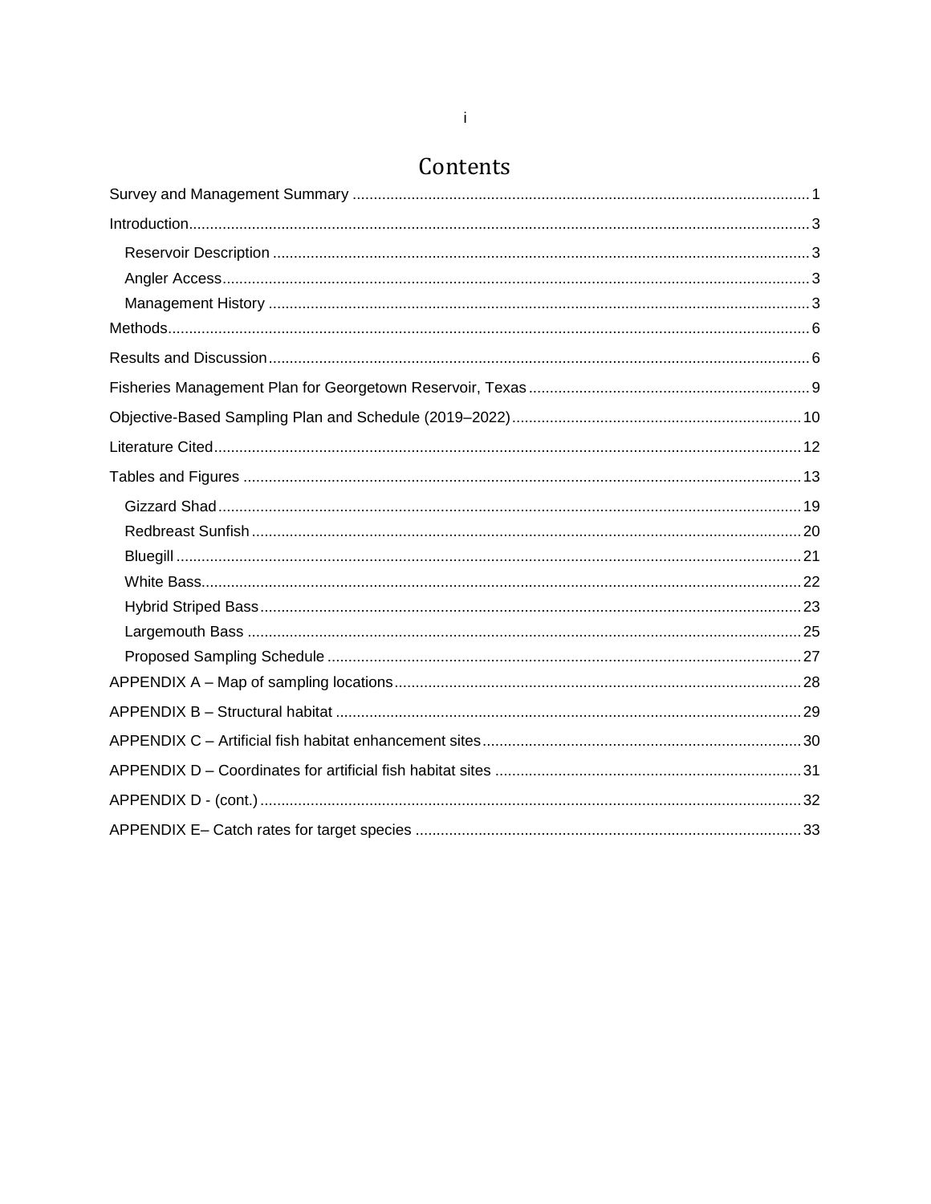# Contents

- Survey and Management Summary ... 1
- Introduction ... 3
  - Reservoir Description ... 3
  - Angler Access ... 3
  - Management History ... 3
- Methods ... 6
- Results and Discussion ... 6
- Fisheries Management Plan for Georgetown Reservoir, Texas ... 9
- Objective-Based Sampling Plan and Schedule (2019–2022) ... 10
- Literature Cited ... 12
- Tables and Figures ... 13
  - Gizzard Shad ... 19
  - Redbreast Sunfish ... 20
  - Bluegill ... 21
  - White Bass ... 22
  - Hybrid Striped Bass ... 23
  - Largemouth Bass ... 25
  - Proposed Sampling Schedule ... 27
- APPENDIX A – Map of sampling locations ... 28
- APPENDIX B – Structural habitat ... 29
- APPENDIX C – Artificial fish habitat enhancement sites ... 30
- APPENDIX D – Coordinates for artificial fish habitat sites ... 31
- APPENDIX D - (cont.) ... 32
- APPENDIX E– Catch rates for target species ... 33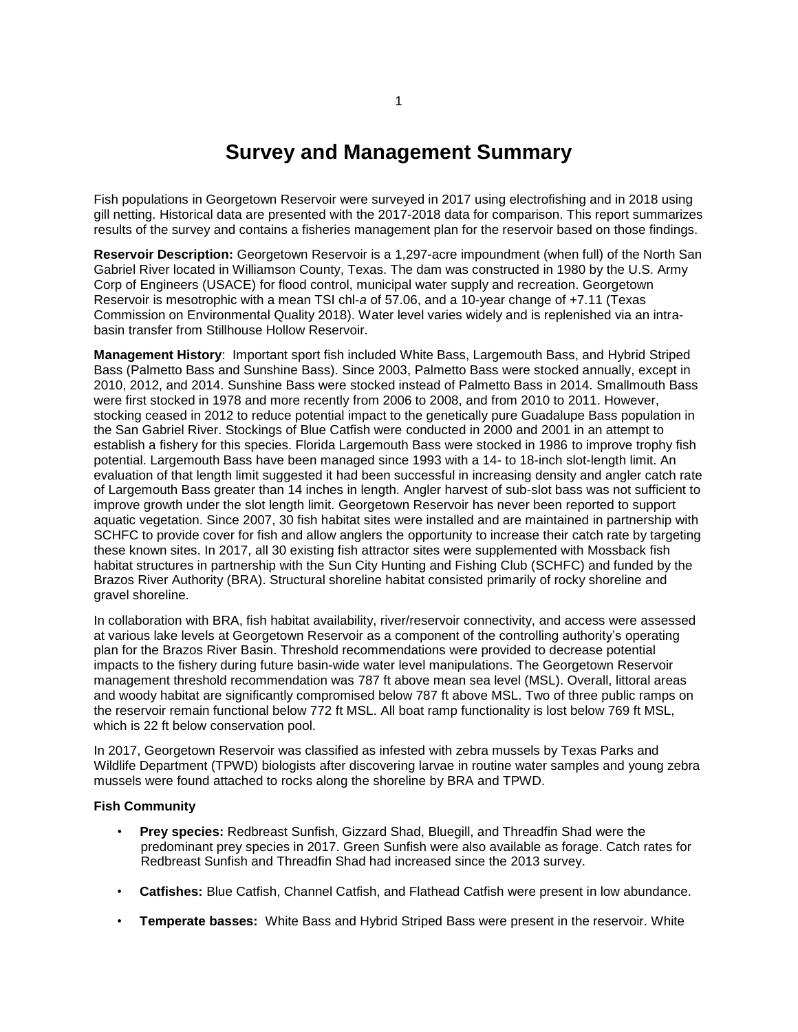# Survey and Management Summary

Fish populations in Georgetown Reservoir were surveyed in 2017 using electrofishing and in 2018 using gill netting. Historical data are presented with the 2017-2018 data for comparison. This report summarizes results of the survey and contains a fisheries management plan for the reservoir based on those findings.

**Reservoir Description:** Georgetown Reservoir is a 1,297-acre impoundment (when full) of the North San Gabriel River located in Williamson County, Texas. The dam was constructed in 1980 by the U.S. Army Corp of Engineers (USACE) for flood control, municipal water supply and recreation. Georgetown Reservoir is mesotrophic with a mean TSI chl-*a* of 57.06, and a 10-year change of +7.11 (Texas Commission on Environmental Quality 2018). Water level varies widely and is replenished via an intra-basin transfer from Stillhouse Hollow Reservoir.

**Management History**: Important sport fish included White Bass, Largemouth Bass, and Hybrid Striped Bass (Palmetto Bass and Sunshine Bass). Since 2003, Palmetto Bass were stocked annually, except in 2010, 2012, and 2014. Sunshine Bass were stocked instead of Palmetto Bass in 2014. Smallmouth Bass were first stocked in 1978 and more recently from 2006 to 2008, and from 2010 to 2011. However, stocking ceased in 2012 to reduce potential impact to the genetically pure Guadalupe Bass population in the San Gabriel River. Stockings of Blue Catfish were conducted in 2000 and 2001 in an attempt to establish a fishery for this species. Florida Largemouth Bass were stocked in 1986 to improve trophy fish potential. Largemouth Bass have been managed since 1993 with a 14- to 18-inch slot-length limit. An evaluation of that length limit suggested it had been successful in increasing density and angler catch rate of Largemouth Bass greater than 14 inches in length. Angler harvest of sub-slot bass was not sufficient to improve growth under the slot length limit. Georgetown Reservoir has never been reported to support aquatic vegetation. Since 2007, 30 fish habitat sites were installed and are maintained in partnership with SCHFC to provide cover for fish and allow anglers the opportunity to increase their catch rate by targeting these known sites. In 2017, all 30 existing fish attractor sites were supplemented with Mossback fish habitat structures in partnership with the Sun City Hunting and Fishing Club (SCHFC) and funded by the Brazos River Authority (BRA). Structural shoreline habitat consisted primarily of rocky shoreline and gravel shoreline.

In collaboration with BRA, fish habitat availability, river/reservoir connectivity, and access were assessed at various lake levels at Georgetown Reservoir as a component of the controlling authority's operating plan for the Brazos River Basin. Threshold recommendations were provided to decrease potential impacts to the fishery during future basin-wide water level manipulations. The Georgetown Reservoir management threshold recommendation was 787 ft above mean sea level (MSL). Overall, littoral areas and woody habitat are significantly compromised below 787 ft above MSL. Two of three public ramps on the reservoir remain functional below 772 ft MSL. All boat ramp functionality is lost below 769 ft MSL, which is 22 ft below conservation pool.

In 2017, Georgetown Reservoir was classified as infested with zebra mussels by Texas Parks and Wildlife Department (TPWD) biologists after discovering larvae in routine water samples and young zebra mussels were found attached to rocks along the shoreline by BRA and TPWD.

**Fish Community**

- **Prey species:** Redbreast Sunfish, Gizzard Shad, Bluegill, and Threadfin Shad were the predominant prey species in 2017. Green Sunfish were also available as forage. Catch rates for Redbreast Sunfish and Threadfin Shad had increased since the 2013 survey.

- **Catfishes:** Blue Catfish, Channel Catfish, and Flathead Catfish were present in low abundance.

- **Temperate basses:** White Bass and Hybrid Striped Bass were present in the reservoir. White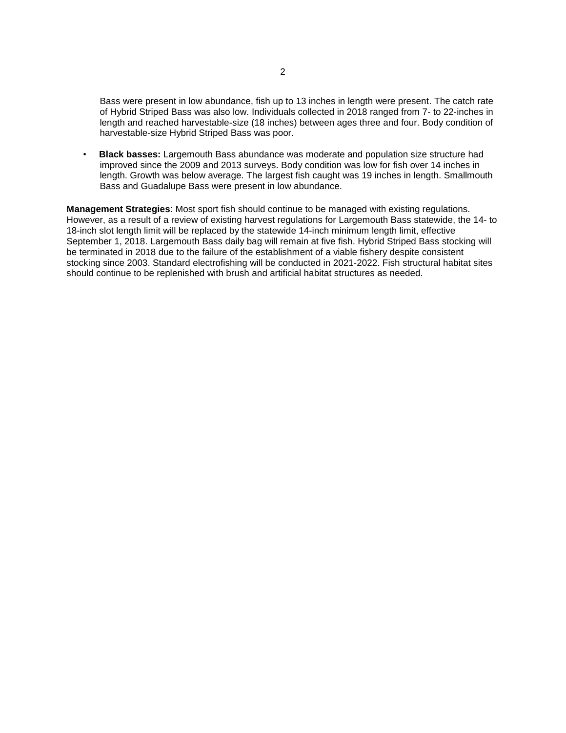Bass were present in low abundance, fish up to 13 inches in length were present. The catch rate of Hybrid Striped Bass was also low. Individuals collected in 2018 ranged from 7- to 22-inches in length and reached harvestable-size (18 inches) between ages three and four. Body condition of harvestable-size Hybrid Striped Bass was poor.

- **Black basses:** Largemouth Bass abundance was moderate and population size structure had improved since the 2009 and 2013 surveys. Body condition was low for fish over 14 inches in length. Growth was below average. The largest fish caught was 19 inches in length. Smallmouth Bass and Guadalupe Bass were present in low abundance.

**Management Strategies**: Most sport fish should continue to be managed with existing regulations. However, as a result of a review of existing harvest regulations for Largemouth Bass statewide, the 14- to 18-inch slot length limit will be replaced by the statewide 14-inch minimum length limit, effective September 1, 2018. Largemouth Bass daily bag will remain at five fish. Hybrid Striped Bass stocking will be terminated in 2018 due to the failure of the establishment of a viable fishery despite consistent stocking since 2003. Standard electrofishing will be conducted in 2021-2022. Fish structural habitat sites should continue to be replenished with brush and artificial habitat structures as needed.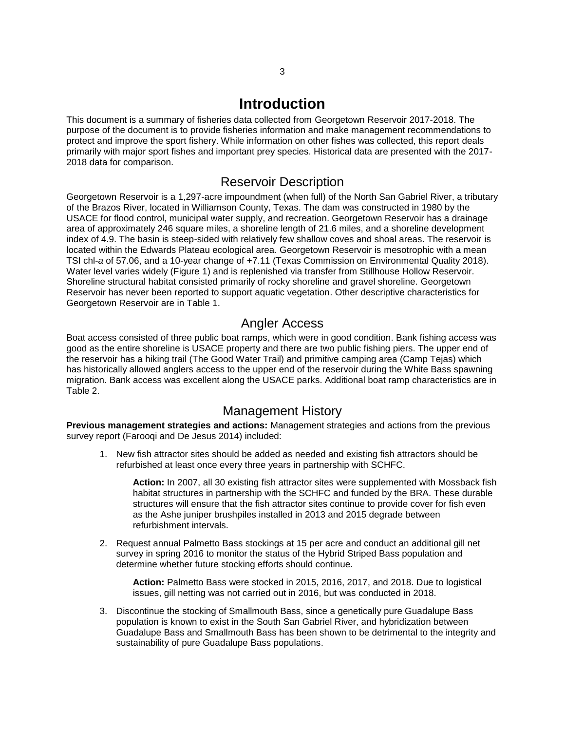# Introduction

This document is a summary of fisheries data collected from Georgetown Reservoir 2017-2018. The purpose of the document is to provide fisheries information and make management recommendations to protect and improve the sport fishery. While information on other fishes was collected, this report deals primarily with major sport fishes and important prey species. Historical data are presented with the 2017-2018 data for comparison.

## Reservoir Description

Georgetown Reservoir is a 1,297-acre impoundment (when full) of the North San Gabriel River, a tributary of the Brazos River, located in Williamson County, Texas. The dam was constructed in 1980 by the USACE for flood control, municipal water supply, and recreation. Georgetown Reservoir has a drainage area of approximately 246 square miles, a shoreline length of 21.6 miles, and a shoreline development index of 4.9. The basin is steep-sided with relatively few shallow coves and shoal areas. The reservoir is located within the Edwards Plateau ecological area. Georgetown Reservoir is mesotrophic with a mean TSI chl-*a* of 57.06, and a 10-year change of +7.11 (Texas Commission on Environmental Quality 2018). Water level varies widely (Figure 1) and is replenished via transfer from Stillhouse Hollow Reservoir. Shoreline structural habitat consisted primarily of rocky shoreline and gravel shoreline. Georgetown Reservoir has never been reported to support aquatic vegetation. Other descriptive characteristics for Georgetown Reservoir are in Table 1.

## Angler Access

Boat access consisted of three public boat ramps, which were in good condition. Bank fishing access was good as the entire shoreline is USACE property and there are two public fishing piers. The upper end of the reservoir has a hiking trail (The Good Water Trail) and primitive camping area (Camp Tejas) which has historically allowed anglers access to the upper end of the reservoir during the White Bass spawning migration. Bank access was excellent along the USACE parks. Additional boat ramp characteristics are in Table 2.

## Management History

**Previous management strategies and actions:** Management strategies and actions from the previous survey report (Farooqi and De Jesus 2014) included:

1. New fish attractor sites should be added as needed and existing fish attractors should be refurbished at least once every three years in partnership with SCHFC.

   **Action:** In 2007, all 30 existing fish attractor sites were supplemented with Mossback fish habitat structures in partnership with the SCHFC and funded by the BRA. These durable structures will ensure that the fish attractor sites continue to provide cover for fish even as the Ashe juniper brushpiles installed in 2013 and 2015 degrade between refurbishment intervals.

2. Request annual Palmetto Bass stockings at 15 per acre and conduct an additional gill net survey in spring 2016 to monitor the status of the Hybrid Striped Bass population and determine whether future stocking efforts should continue.

   **Action:** Palmetto Bass were stocked in 2015, 2016, 2017, and 2018. Due to logistical issues, gill netting was not carried out in 2016, but was conducted in 2018.

3. Discontinue the stocking of Smallmouth Bass, since a genetically pure Guadalupe Bass population is known to exist in the South San Gabriel River, and hybridization between Guadalupe Bass and Smallmouth Bass has been shown to be detrimental to the integrity and sustainability of pure Guadalupe Bass populations.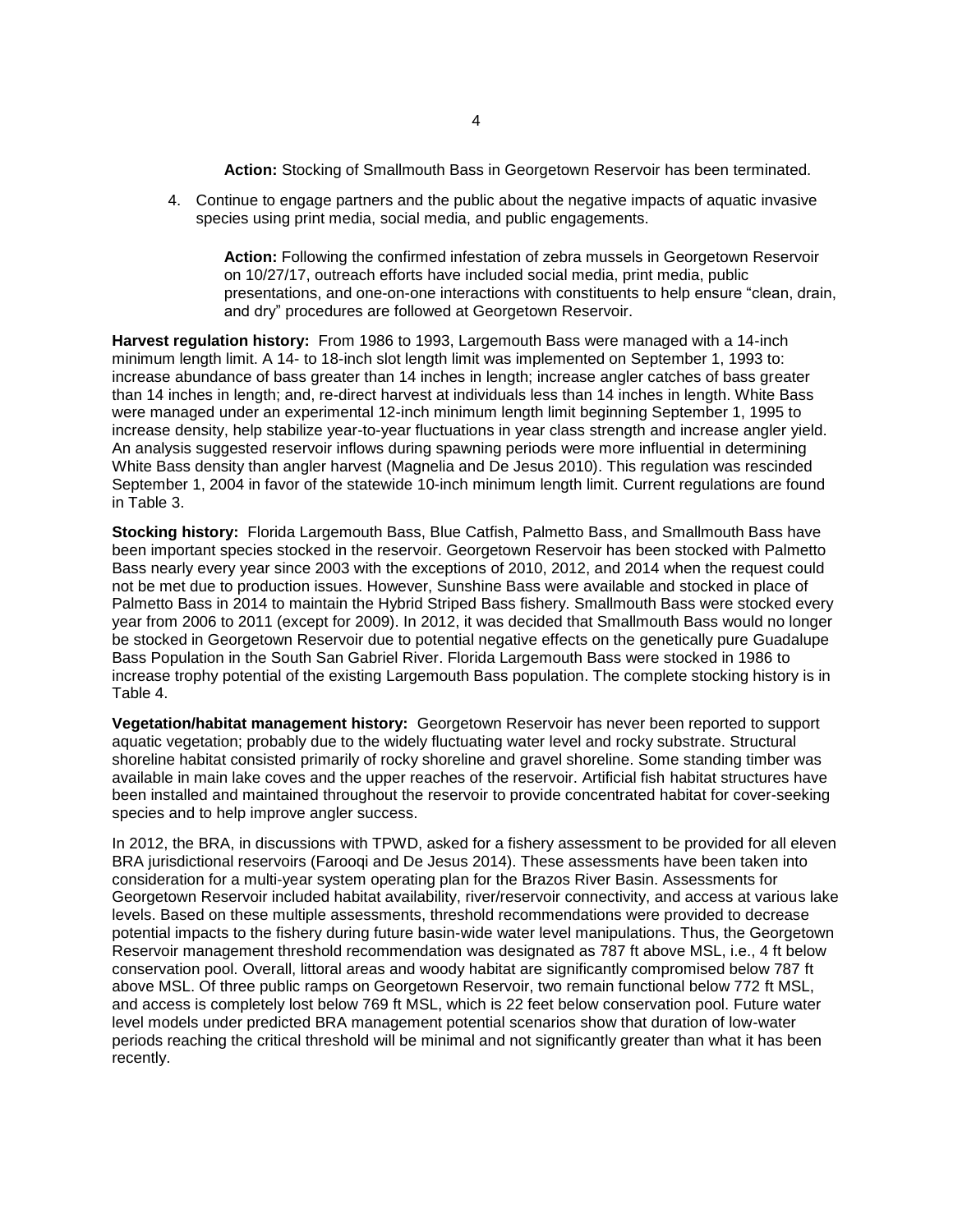**Action:** Stocking of Smallmouth Bass in Georgetown Reservoir has been terminated.

4. Continue to engage partners and the public about the negative impacts of aquatic invasive species using print media, social media, and public engagements.

    **Action:** Following the confirmed infestation of zebra mussels in Georgetown Reservoir on 10/27/17, outreach efforts have included social media, print media, public presentations, and one-on-one interactions with constituents to help ensure "clean, drain, and dry" procedures are followed at Georgetown Reservoir.

**Harvest regulation history:** From 1986 to 1993, Largemouth Bass were managed with a 14-inch minimum length limit. A 14- to 18-inch slot length limit was implemented on September 1, 1993 to: increase abundance of bass greater than 14 inches in length; increase angler catches of bass greater than 14 inches in length; and, re-direct harvest at individuals less than 14 inches in length. White Bass were managed under an experimental 12-inch minimum length limit beginning September 1, 1995 to increase density, help stabilize year-to-year fluctuations in year class strength and increase angler yield. An analysis suggested reservoir inflows during spawning periods were more influential in determining White Bass density than angler harvest (Magnelia and De Jesus 2010). This regulation was rescinded September 1, 2004 in favor of the statewide 10-inch minimum length limit. Current regulations are found in Table 3.

**Stocking history:** Florida Largemouth Bass, Blue Catfish, Palmetto Bass, and Smallmouth Bass have been important species stocked in the reservoir. Georgetown Reservoir has been stocked with Palmetto Bass nearly every year since 2003 with the exceptions of 2010, 2012, and 2014 when the request could not be met due to production issues. However, Sunshine Bass were available and stocked in place of Palmetto Bass in 2014 to maintain the Hybrid Striped Bass fishery. Smallmouth Bass were stocked every year from 2006 to 2011 (except for 2009). In 2012, it was decided that Smallmouth Bass would no longer be stocked in Georgetown Reservoir due to potential negative effects on the genetically pure Guadalupe Bass Population in the South San Gabriel River. Florida Largemouth Bass were stocked in 1986 to increase trophy potential of the existing Largemouth Bass population. The complete stocking history is in Table 4.

**Vegetation/habitat management history:** Georgetown Reservoir has never been reported to support aquatic vegetation; probably due to the widely fluctuating water level and rocky substrate. Structural shoreline habitat consisted primarily of rocky shoreline and gravel shoreline. Some standing timber was available in main lake coves and the upper reaches of the reservoir. Artificial fish habitat structures have been installed and maintained throughout the reservoir to provide concentrated habitat for cover-seeking species and to help improve angler success.

In 2012, the BRA, in discussions with TPWD, asked for a fishery assessment to be provided for all eleven BRA jurisdictional reservoirs (Farooqi and De Jesus 2014). These assessments have been taken into consideration for a multi-year system operating plan for the Brazos River Basin. Assessments for Georgetown Reservoir included habitat availability, river/reservoir connectivity, and access at various lake levels. Based on these multiple assessments, threshold recommendations were provided to decrease potential impacts to the fishery during future basin-wide water level manipulations. Thus, the Georgetown Reservoir management threshold recommendation was designated as 787 ft above MSL, i.e., 4 ft below conservation pool. Overall, littoral areas and woody habitat are significantly compromised below 787 ft above MSL. Of three public ramps on Georgetown Reservoir, two remain functional below 772 ft MSL, and access is completely lost below 769 ft MSL, which is 22 feet below conservation pool. Future water level models under predicted BRA management potential scenarios show that duration of low-water periods reaching the critical threshold will be minimal and not significantly greater than what it has been recently.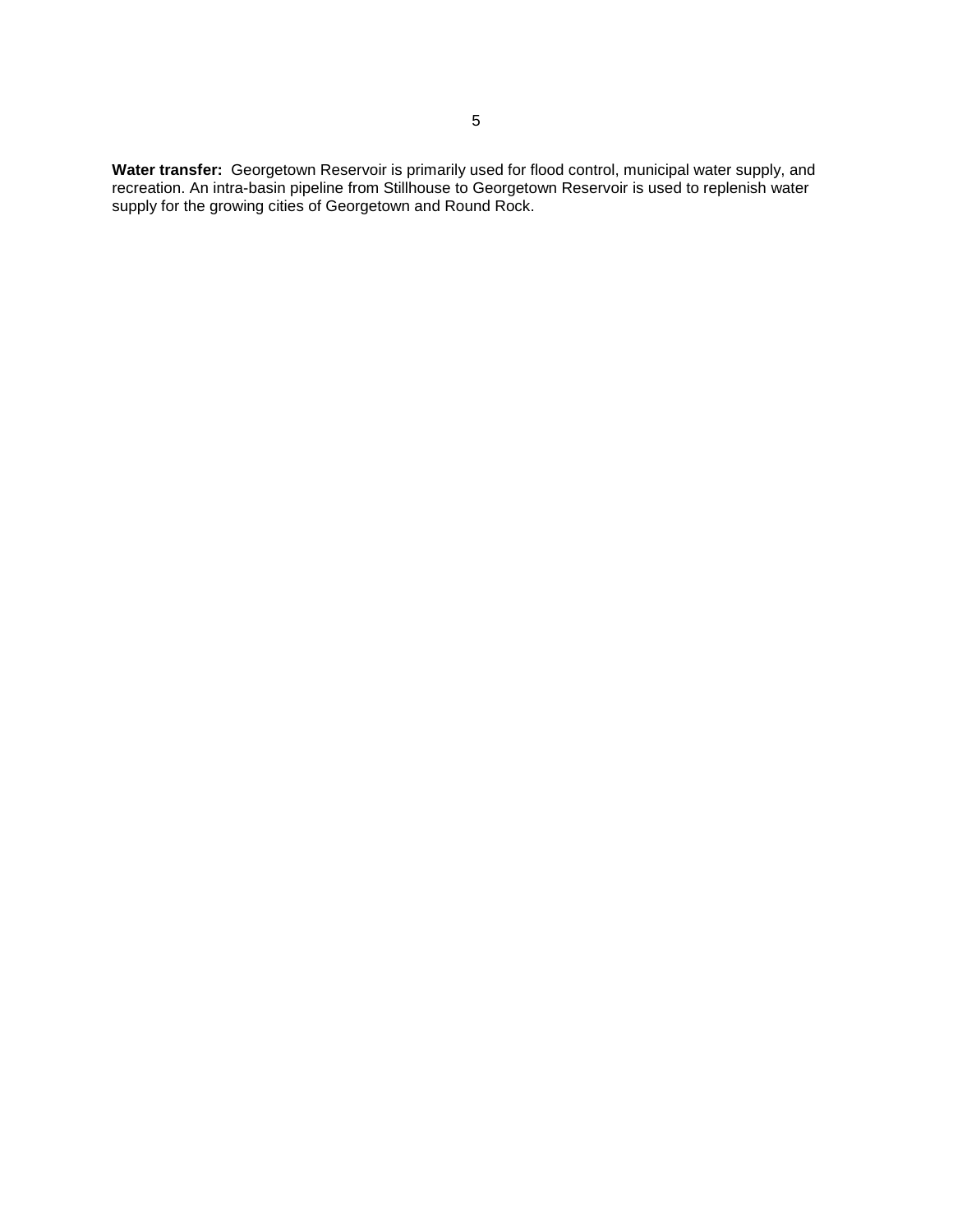**Water transfer:** Georgetown Reservoir is primarily used for flood control, municipal water supply, and recreation. An intra-basin pipeline from Stillhouse to Georgetown Reservoir is used to replenish water supply for the growing cities of Georgetown and Round Rock.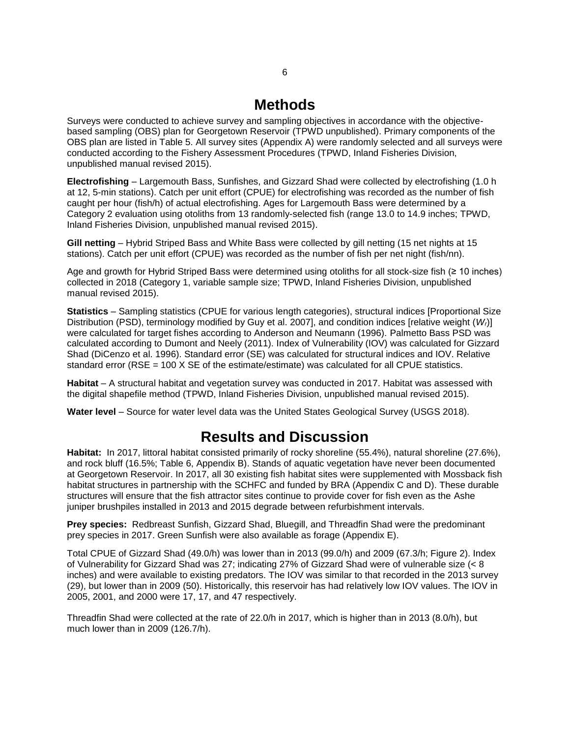# Methods

Surveys were conducted to achieve survey and sampling objectives in accordance with the objective-based sampling (OBS) plan for Georgetown Reservoir (TPWD unpublished). Primary components of the OBS plan are listed in Table 5. All survey sites (Appendix A) were randomly selected and all surveys were conducted according to the Fishery Assessment Procedures (TPWD, Inland Fisheries Division, unpublished manual revised 2015).

**Electrofishing** – Largemouth Bass, Sunfishes, and Gizzard Shad were collected by electrofishing (1.0 h at 12, 5-min stations). Catch per unit effort (CPUE) for electrofishing was recorded as the number of fish caught per hour (fish/h) of actual electrofishing. Ages for Largemouth Bass were determined by a Category 2 evaluation using otoliths from 13 randomly-selected fish (range 13.0 to 14.9 inches; TPWD, Inland Fisheries Division, unpublished manual revised 2015).

**Gill netting** – Hybrid Striped Bass and White Bass were collected by gill netting (15 net nights at 15 stations). Catch per unit effort (CPUE) was recorded as the number of fish per net night (fish/nn).

Age and growth for Hybrid Striped Bass were determined using otoliths for all stock-size fish (≥ 10 inches) collected in 2018 (Category 1, variable sample size; TPWD, Inland Fisheries Division, unpublished manual revised 2015).

**Statistics** – Sampling statistics (CPUE for various length categories), structural indices [Proportional Size Distribution (PSD), terminology modified by Guy et al. 2007], and condition indices [relative weight ($W_r$)] were calculated for target fishes according to Anderson and Neumann (1996). Palmetto Bass PSD was calculated according to Dumont and Neely (2011). Index of Vulnerability (IOV) was calculated for Gizzard Shad (DiCenzo et al. 1996). Standard error (SE) was calculated for structural indices and IOV. Relative standard error (RSE = 100 X SE of the estimate/estimate) was calculated for all CPUE statistics.

**Habitat** – A structural habitat and vegetation survey was conducted in 2017. Habitat was assessed with the digital shapefile method (TPWD, Inland Fisheries Division, unpublished manual revised 2015).

**Water level** – Source for water level data was the United States Geological Survey (USGS 2018).

# Results and Discussion

**Habitat:** In 2017, littoral habitat consisted primarily of rocky shoreline (55.4%), natural shoreline (27.6%), and rock bluff (16.5%; Table 6, Appendix B). Stands of aquatic vegetation have never been documented at Georgetown Reservoir. In 2017, all 30 existing fish habitat sites were supplemented with Mossback fish habitat structures in partnership with the SCHFC and funded by BRA (Appendix C and D). These durable structures will ensure that the fish attractor sites continue to provide cover for fish even as the Ashe juniper brushpiles installed in 2013 and 2015 degrade between refurbishment intervals.

**Prey species:** Redbreast Sunfish, Gizzard Shad, Bluegill, and Threadfin Shad were the predominant prey species in 2017. Green Sunfish were also available as forage (Appendix E).

Total CPUE of Gizzard Shad (49.0/h) was lower than in 2013 (99.0/h) and 2009 (67.3/h; Figure 2). Index of Vulnerability for Gizzard Shad was 27; indicating 27% of Gizzard Shad were of vulnerable size (< 8 inches) and were available to existing predators. The IOV was similar to that recorded in the 2013 survey (29), but lower than in 2009 (50). Historically, this reservoir has had relatively low IOV values. The IOV in 2005, 2001, and 2000 were 17, 17, and 47 respectively.

Threadfin Shad were collected at the rate of 22.0/h in 2017, which is higher than in 2013 (8.0/h), but much lower than in 2009 (126.7/h).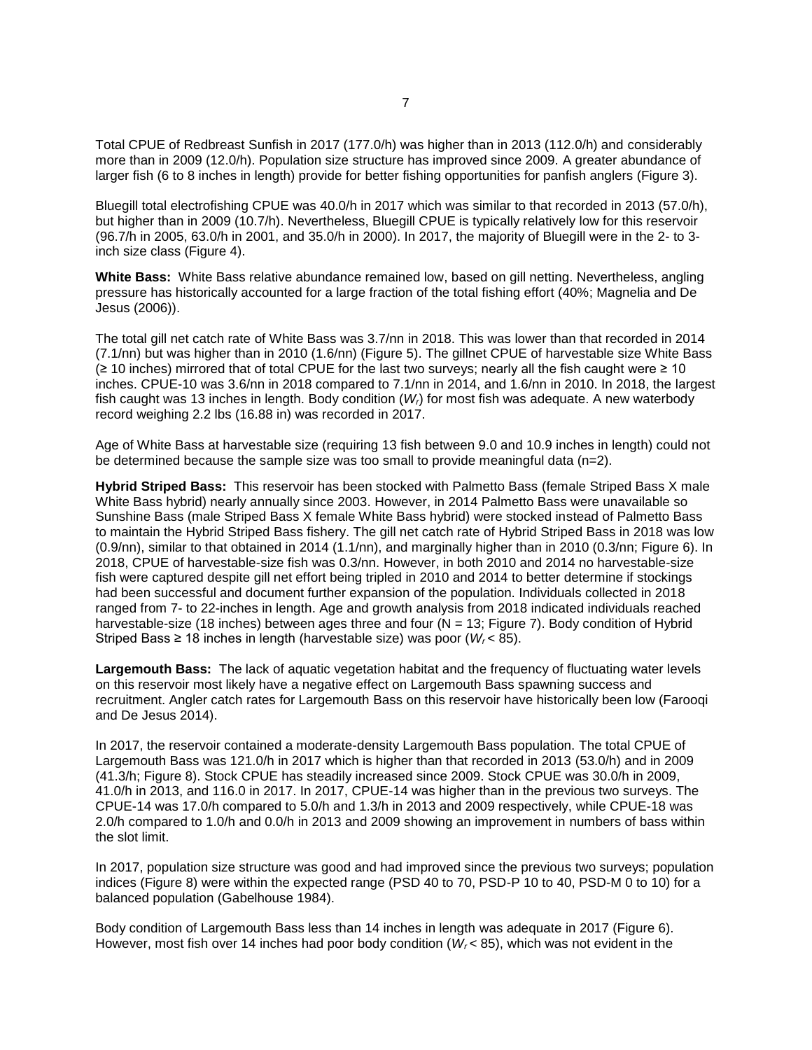Total CPUE of Redbreast Sunfish in 2017 (177.0/h) was higher than in 2013 (112.0/h) and considerably more than in 2009 (12.0/h). Population size structure has improved since 2009. A greater abundance of larger fish (6 to 8 inches in length) provide for better fishing opportunities for panfish anglers (Figure 3).

Bluegill total electrofishing CPUE was 40.0/h in 2017 which was similar to that recorded in 2013 (57.0/h), but higher than in 2009 (10.7/h). Nevertheless, Bluegill CPUE is typically relatively low for this reservoir (96.7/h in 2005, 63.0/h in 2001, and 35.0/h in 2000). In 2017, the majority of Bluegill were in the 2- to 3-inch size class (Figure 4).

**White Bass:** White Bass relative abundance remained low, based on gill netting. Nevertheless, angling pressure has historically accounted for a large fraction of the total fishing effort (40%; Magnelia and De Jesus (2006)).

The total gill net catch rate of White Bass was 3.7/nn in 2018. This was lower than that recorded in 2014 (7.1/nn) but was higher than in 2010 (1.6/nn) (Figure 5). The gillnet CPUE of harvestable size White Bass (≥ 10 inches) mirrored that of total CPUE for the last two surveys; nearly all the fish caught were ≥ 10 inches. CPUE-10 was 3.6/nn in 2018 compared to 7.1/nn in 2014, and 1.6/nn in 2010. In 2018, the largest fish caught was 13 inches in length. Body condition ($W_r$) for most fish was adequate. A new waterbody record weighing 2.2 lbs (16.88 in) was recorded in 2017.

Age of White Bass at harvestable size (requiring 13 fish between 9.0 and 10.9 inches in length) could not be determined because the sample size was too small to provide meaningful data (n=2).

**Hybrid Striped Bass:** This reservoir has been stocked with Palmetto Bass (female Striped Bass X male White Bass hybrid) nearly annually since 2003. However, in 2014 Palmetto Bass were unavailable so Sunshine Bass (male Striped Bass X female White Bass hybrid) were stocked instead of Palmetto Bass to maintain the Hybrid Striped Bass fishery. The gill net catch rate of Hybrid Striped Bass in 2018 was low (0.9/nn), similar to that obtained in 2014 (1.1/nn), and marginally higher than in 2010 (0.3/nn; Figure 6). In 2018, CPUE of harvestable-size fish was 0.3/nn. However, in both 2010 and 2014 no harvestable-size fish were captured despite gill net effort being tripled in 2010 and 2014 to better determine if stockings had been successful and document further expansion of the population. Individuals collected in 2018 ranged from 7- to 22-inches in length. Age and growth analysis from 2018 indicated individuals reached harvestable-size (18 inches) between ages three and four (N = 13; Figure 7). Body condition of Hybrid Striped Bass ≥ 18 inches in length (harvestable size) was poor ($W_r < 85$).

**Largemouth Bass:** The lack of aquatic vegetation habitat and the frequency of fluctuating water levels on this reservoir most likely have a negative effect on Largemouth Bass spawning success and recruitment. Angler catch rates for Largemouth Bass on this reservoir have historically been low (Farooqi and De Jesus 2014).

In 2017, the reservoir contained a moderate-density Largemouth Bass population. The total CPUE of Largemouth Bass was 121.0/h in 2017 which is higher than that recorded in 2013 (53.0/h) and in 2009 (41.3/h; Figure 8). Stock CPUE has steadily increased since 2009. Stock CPUE was 30.0/h in 2009, 41.0/h in 2013, and 116.0 in 2017. In 2017, CPUE-14 was higher than in the previous two surveys. The CPUE-14 was 17.0/h compared to 5.0/h and 1.3/h in 2013 and 2009 respectively, while CPUE-18 was 2.0/h compared to 1.0/h and 0.0/h in 2013 and 2009 showing an improvement in numbers of bass within the slot limit.

In 2017, population size structure was good and had improved since the previous two surveys; population indices (Figure 8) were within the expected range (PSD 40 to 70, PSD-P 10 to 40, PSD-M 0 to 10) for a balanced population (Gabelhouse 1984).

Body condition of Largemouth Bass less than 14 inches in length was adequate in 2017 (Figure 6). However, most fish over 14 inches had poor body condition ($W_r < 85$), which was not evident in the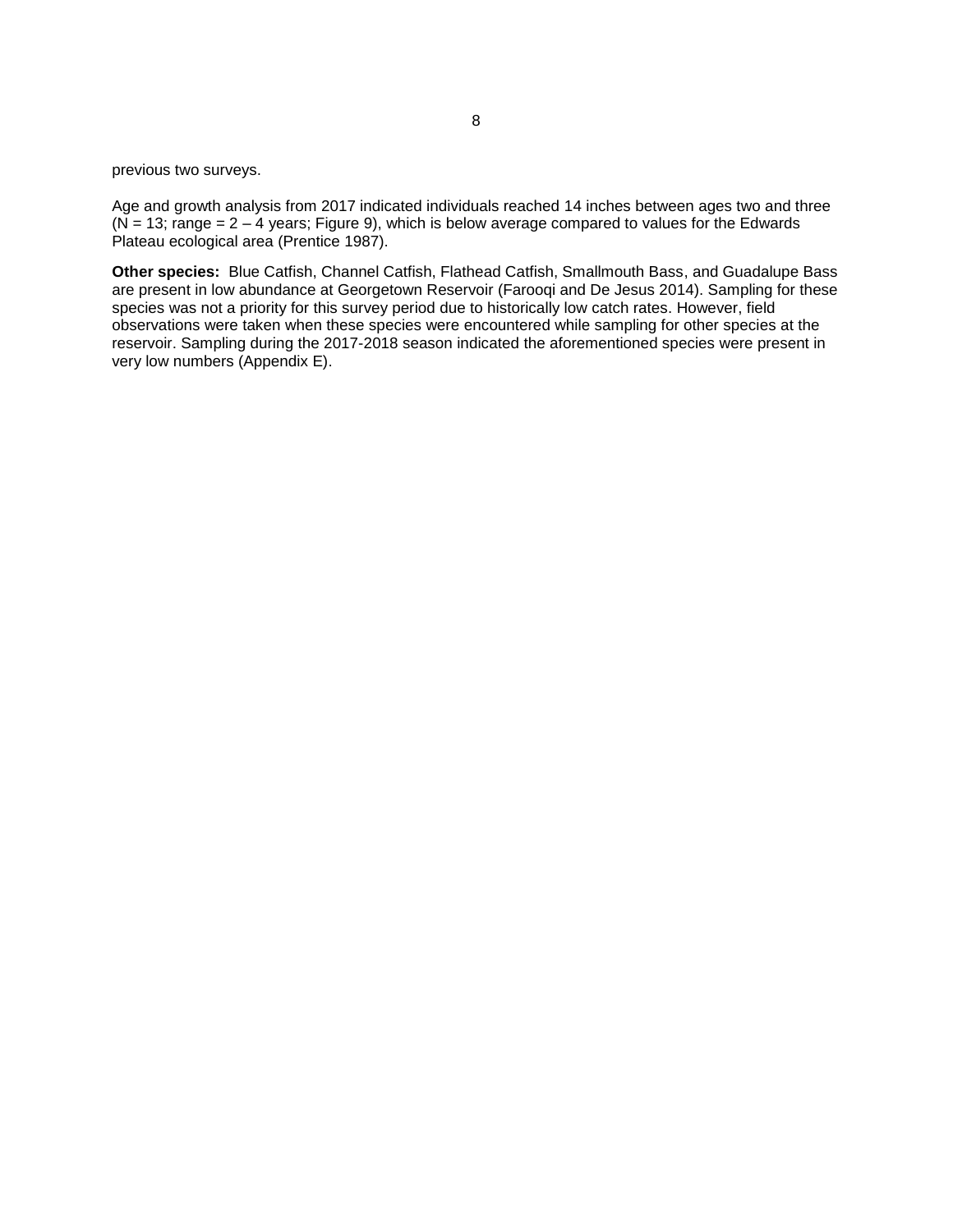previous two surveys.

Age and growth analysis from 2017 indicated individuals reached 14 inches between ages two and three (N = 13; range = 2 – 4 years; Figure 9), which is below average compared to values for the Edwards Plateau ecological area (Prentice 1987).

**Other species:** Blue Catfish, Channel Catfish, Flathead Catfish, Smallmouth Bass, and Guadalupe Bass are present in low abundance at Georgetown Reservoir (Farooqi and De Jesus 2014). Sampling for these species was not a priority for this survey period due to historically low catch rates. However, field observations were taken when these species were encountered while sampling for other species at the reservoir. Sampling during the 2017-2018 season indicated the aforementioned species were present in very low numbers (Appendix E).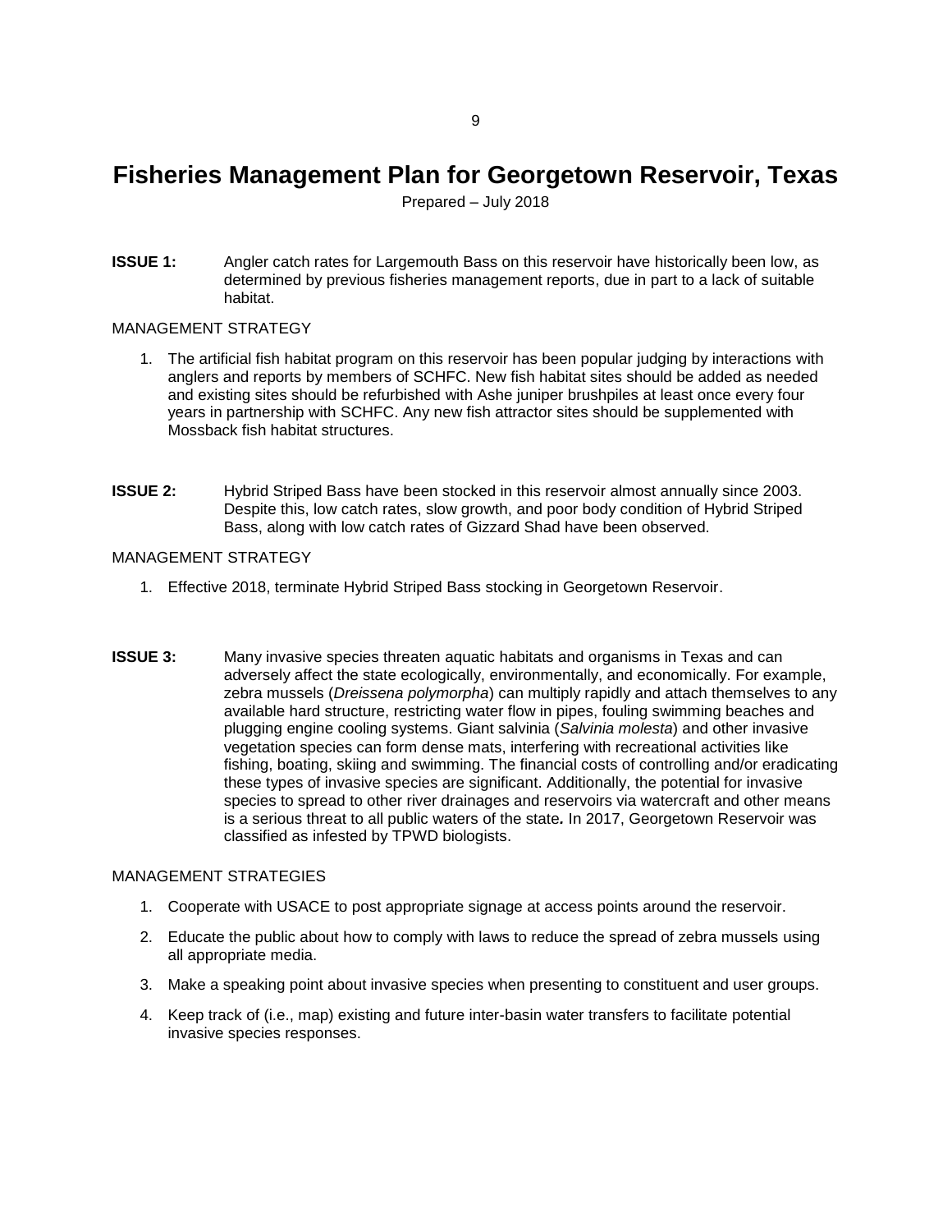# Fisheries Management Plan for Georgetown Reservoir, Texas

Prepared – July 2018

**ISSUE 1:** Angler catch rates for Largemouth Bass on this reservoir have historically been low, as determined by previous fisheries management reports, due in part to a lack of suitable habitat.

MANAGEMENT STRATEGY

1. The artificial fish habitat program on this reservoir has been popular judging by interactions with anglers and reports by members of SCHFC. New fish habitat sites should be added as needed and existing sites should be refurbished with Ashe juniper brushpiles at least once every four years in partnership with SCHFC. Any new fish attractor sites should be supplemented with Mossback fish habitat structures.

**ISSUE 2:** Hybrid Striped Bass have been stocked in this reservoir almost annually since 2003. Despite this, low catch rates, slow growth, and poor body condition of Hybrid Striped Bass, along with low catch rates of Gizzard Shad have been observed.

MANAGEMENT STRATEGY

1. Effective 2018, terminate Hybrid Striped Bass stocking in Georgetown Reservoir.

**ISSUE 3:** Many invasive species threaten aquatic habitats and organisms in Texas and can adversely affect the state ecologically, environmentally, and economically. For example, zebra mussels (*Dreissena polymorpha*) can multiply rapidly and attach themselves to any available hard structure, restricting water flow in pipes, fouling swimming beaches and plugging engine cooling systems. Giant salvinia (*Salvinia molesta*) and other invasive vegetation species can form dense mats, interfering with recreational activities like fishing, boating, skiing and swimming. The financial costs of controlling and/or eradicating these types of invasive species are significant. Additionally, the potential for invasive species to spread to other river drainages and reservoirs via watercraft and other means is a serious threat to all public waters of the state. In 2017, Georgetown Reservoir was classified as infested by TPWD biologists.

MANAGEMENT STRATEGIES

1. Cooperate with USACE to post appropriate signage at access points around the reservoir.
2. Educate the public about how to comply with laws to reduce the spread of zebra mussels using all appropriate media.
3. Make a speaking point about invasive species when presenting to constituent and user groups.
4. Keep track of (i.e., map) existing and future inter-basin water transfers to facilitate potential invasive species responses.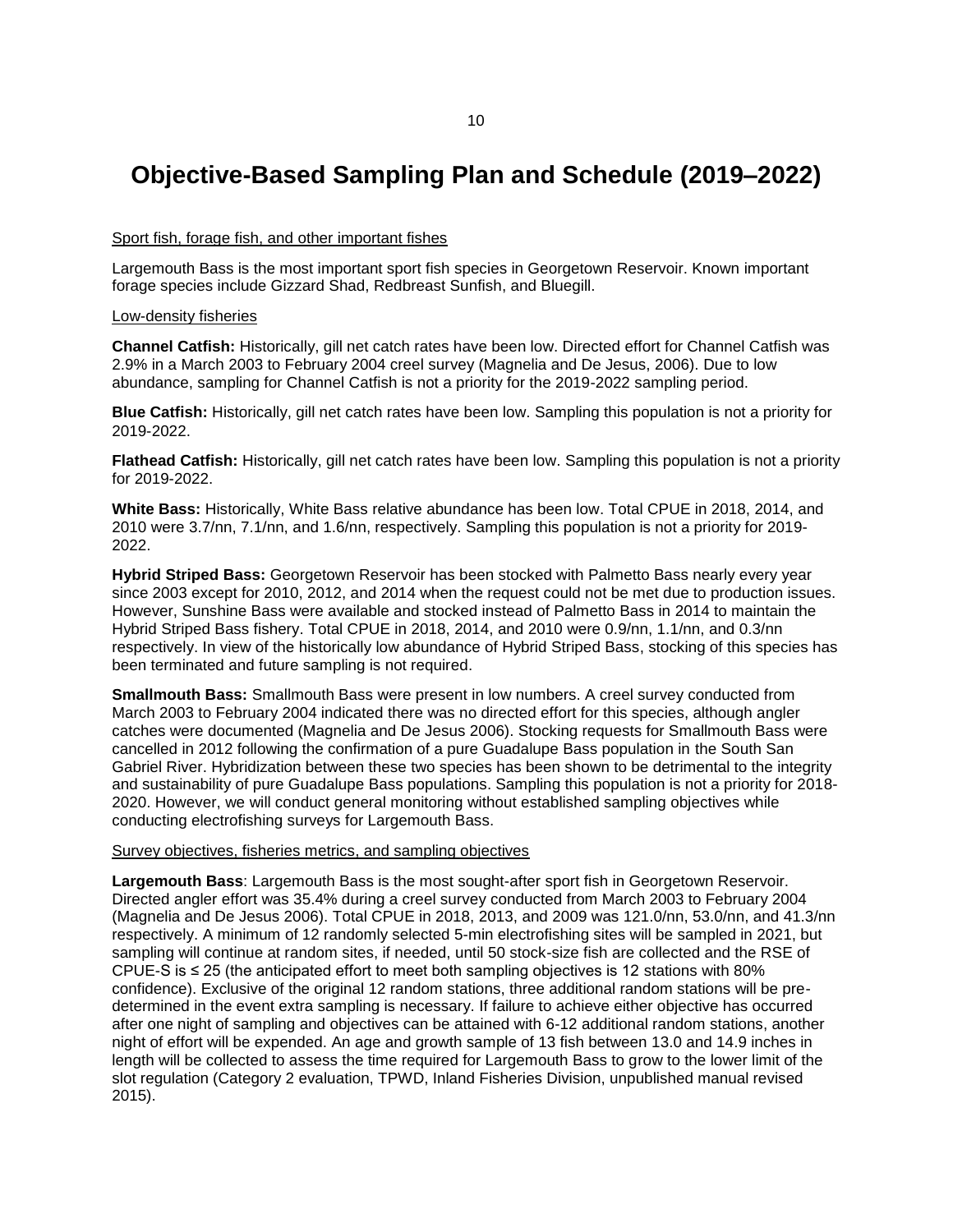# Objective-Based Sampling Plan and Schedule (2019–2022)

Sport fish, forage fish, and other important fishes

Largemouth Bass is the most important sport fish species in Georgetown Reservoir. Known important forage species include Gizzard Shad, Redbreast Sunfish, and Bluegill.

Low-density fisheries

**Channel Catfish:** Historically, gill net catch rates have been low. Directed effort for Channel Catfish was 2.9% in a March 2003 to February 2004 creel survey (Magnelia and De Jesus, 2006). Due to low abundance, sampling for Channel Catfish is not a priority for the 2019-2022 sampling period.

**Blue Catfish:** Historically, gill net catch rates have been low. Sampling this population is not a priority for 2019-2022.

**Flathead Catfish:** Historically, gill net catch rates have been low. Sampling this population is not a priority for 2019-2022.

**White Bass:** Historically, White Bass relative abundance has been low. Total CPUE in 2018, 2014, and 2010 were 3.7/nn, 7.1/nn, and 1.6/nn, respectively. Sampling this population is not a priority for 2019-2022.

**Hybrid Striped Bass:** Georgetown Reservoir has been stocked with Palmetto Bass nearly every year since 2003 except for 2010, 2012, and 2014 when the request could not be met due to production issues. However, Sunshine Bass were available and stocked instead of Palmetto Bass in 2014 to maintain the Hybrid Striped Bass fishery. Total CPUE in 2018, 2014, and 2010 were 0.9/nn, 1.1/nn, and 0.3/nn respectively. In view of the historically low abundance of Hybrid Striped Bass, stocking of this species has been terminated and future sampling is not required.

**Smallmouth Bass:** Smallmouth Bass were present in low numbers. A creel survey conducted from March 2003 to February 2004 indicated there was no directed effort for this species, although angler catches were documented (Magnelia and De Jesus 2006). Stocking requests for Smallmouth Bass were cancelled in 2012 following the confirmation of a pure Guadalupe Bass population in the South San Gabriel River. Hybridization between these two species has been shown to be detrimental to the integrity and sustainability of pure Guadalupe Bass populations. Sampling this population is not a priority for 2018-2020. However, we will conduct general monitoring without established sampling objectives while conducting electrofishing surveys for Largemouth Bass.

Survey objectives, fisheries metrics, and sampling objectives

**Largemouth Bass**: Largemouth Bass is the most sought-after sport fish in Georgetown Reservoir. Directed angler effort was 35.4% during a creel survey conducted from March 2003 to February 2004 (Magnelia and De Jesus 2006). Total CPUE in 2018, 2013, and 2009 was 121.0/nn, 53.0/nn, and 41.3/nn respectively. A minimum of 12 randomly selected 5-min electrofishing sites will be sampled in 2021, but sampling will continue at random sites, if needed, until 50 stock-size fish are collected and the RSE of CPUE-S is ≤ 25 (the anticipated effort to meet both sampling objectives is 12 stations with 80% confidence). Exclusive of the original 12 random stations, three additional random stations will be pre-determined in the event extra sampling is necessary. If failure to achieve either objective has occurred after one night of sampling and objectives can be attained with 6-12 additional random stations, another night of effort will be expended. An age and growth sample of 13 fish between 13.0 and 14.9 inches in length will be collected to assess the time required for Largemouth Bass to grow to the lower limit of the slot regulation (Category 2 evaluation, TPWD, Inland Fisheries Division, unpublished manual revised 2015).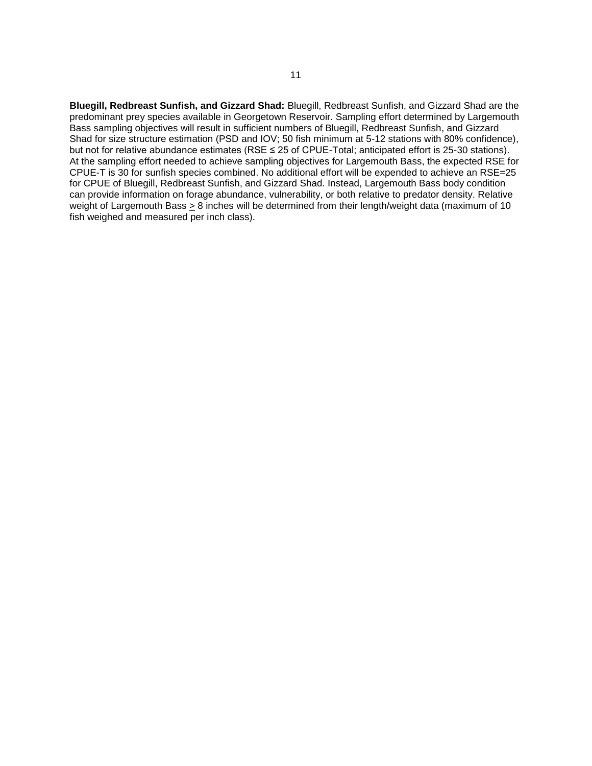**Bluegill, Redbreast Sunfish, and Gizzard Shad:** Bluegill, Redbreast Sunfish, and Gizzard Shad are the predominant prey species available in Georgetown Reservoir. Sampling effort determined by Largemouth Bass sampling objectives will result in sufficient numbers of Bluegill, Redbreast Sunfish, and Gizzard Shad for size structure estimation (PSD and IOV; 50 fish minimum at 5-12 stations with 80% confidence), but not for relative abundance estimates (RSE ≤ 25 of CPUE-Total; anticipated effort is 25-30 stations). At the sampling effort needed to achieve sampling objectives for Largemouth Bass, the expected RSE for CPUE-T is 30 for sunfish species combined. No additional effort will be expended to achieve an RSE=25 for CPUE of Bluegill, Redbreast Sunfish, and Gizzard Shad. Instead, Largemouth Bass body condition can provide information on forage abundance, vulnerability, or both relative to predator density. Relative weight of Largemouth Bass ≥ 8 inches will be determined from their length/weight data (maximum of 10 fish weighed and measured per inch class).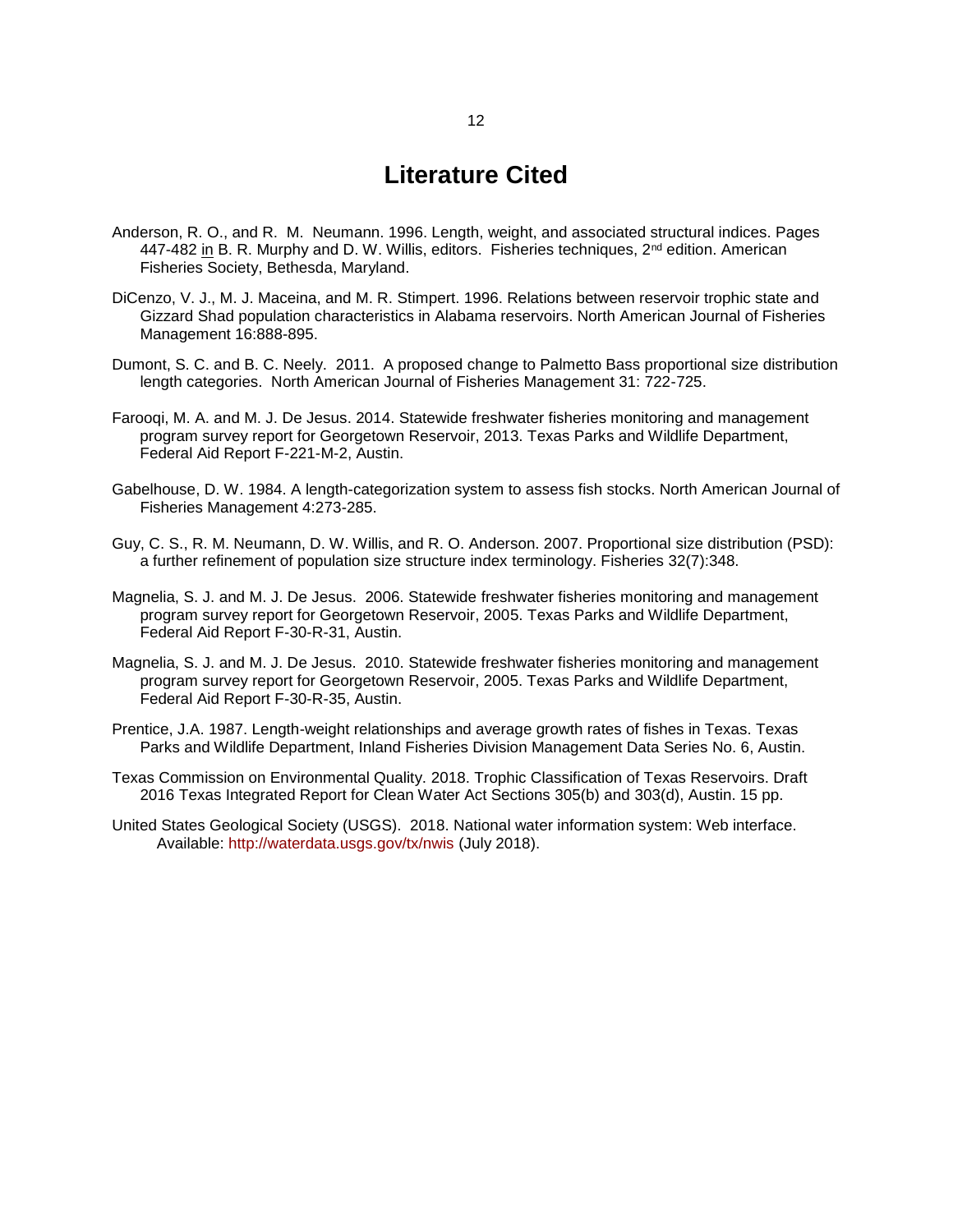# Literature Cited

Anderson, R. O., and R. M. Neumann. 1996. Length, weight, and associated structural indices. Pages 447-482 in B. R. Murphy and D. W. Willis, editors. Fisheries techniques, 2nd edition. American Fisheries Society, Bethesda, Maryland.

DiCenzo, V. J., M. J. Maceina, and M. R. Stimpert. 1996. Relations between reservoir trophic state and Gizzard Shad population characteristics in Alabama reservoirs. North American Journal of Fisheries Management 16:888-895.

Dumont, S. C. and B. C. Neely. 2011. A proposed change to Palmetto Bass proportional size distribution length categories. North American Journal of Fisheries Management 31: 722-725.

Farooqi, M. A. and M. J. De Jesus. 2014. Statewide freshwater fisheries monitoring and management program survey report for Georgetown Reservoir, 2013. Texas Parks and Wildlife Department, Federal Aid Report F-221-M-2, Austin.

Gabelhouse, D. W. 1984. A length-categorization system to assess fish stocks. North American Journal of Fisheries Management 4:273-285.

Guy, C. S., R. M. Neumann, D. W. Willis, and R. O. Anderson. 2007. Proportional size distribution (PSD): a further refinement of population size structure index terminology. Fisheries 32(7):348.

Magnelia, S. J. and M. J. De Jesus. 2006. Statewide freshwater fisheries monitoring and management program survey report for Georgetown Reservoir, 2005. Texas Parks and Wildlife Department, Federal Aid Report F-30-R-31, Austin.

Magnelia, S. J. and M. J. De Jesus. 2010. Statewide freshwater fisheries monitoring and management program survey report for Georgetown Reservoir, 2005. Texas Parks and Wildlife Department, Federal Aid Report F-30-R-35, Austin.

Prentice, J.A. 1987. Length-weight relationships and average growth rates of fishes in Texas. Texas Parks and Wildlife Department, Inland Fisheries Division Management Data Series No. 6, Austin.

Texas Commission on Environmental Quality. 2018. Trophic Classification of Texas Reservoirs. Draft 2016 Texas Integrated Report for Clean Water Act Sections 305(b) and 303(d), Austin. 15 pp.

United States Geological Society (USGS). 2018. National water information system: Web interface. Available: http://waterdata.usgs.gov/tx/nwis (July 2018).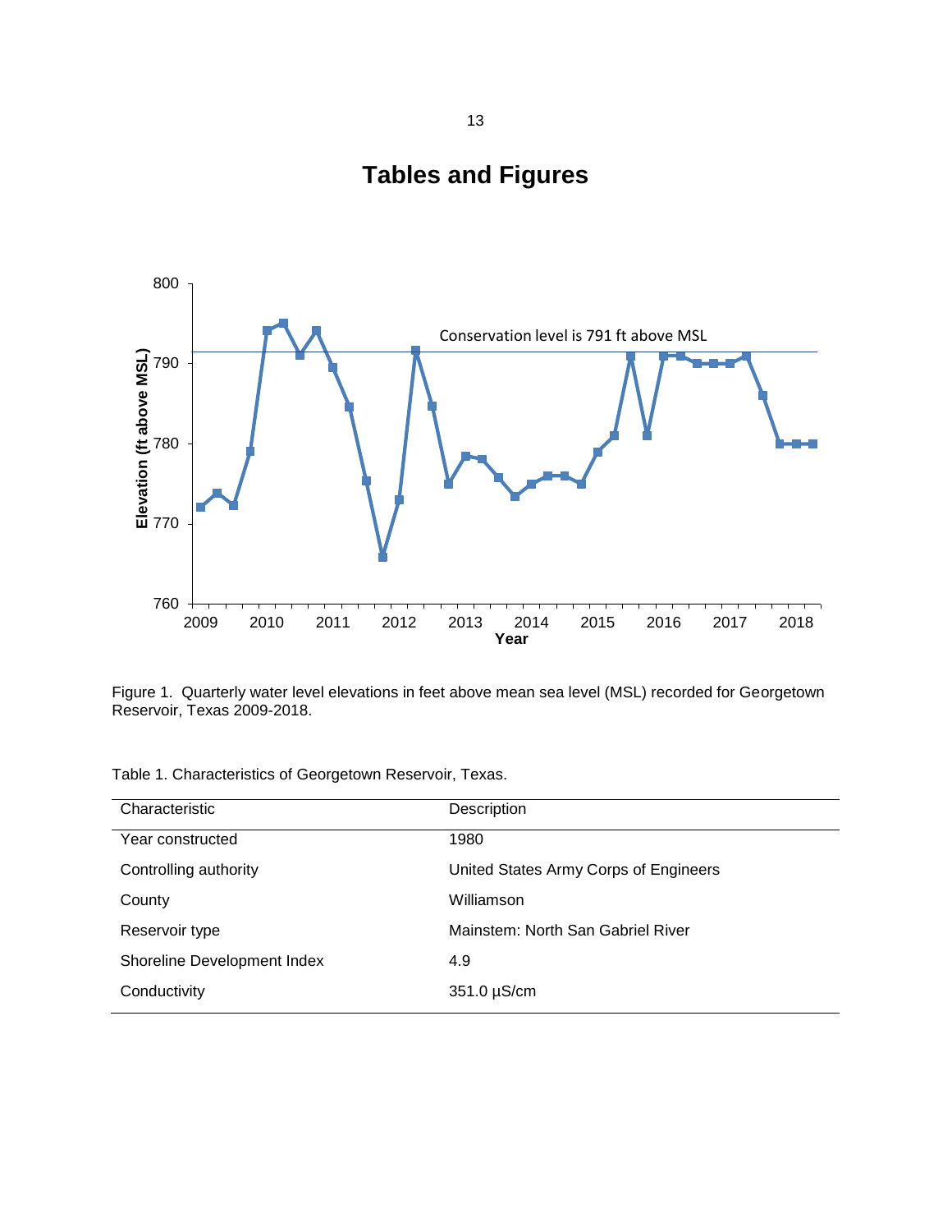# Tables and Figures

Figure 1. Quarterly water level elevations in feet above mean sea level (MSL) recorded for Georgetown Reservoir, Texas 2009-2018.

Table 1. Characteristics of Georgetown Reservoir, Texas.

| Characteristic | Description |
|---|---|
| Year constructed | 1980 |
| Controlling authority | United States Army Corps of Engineers |
| County | Williamson |
| Reservoir type | Mainstem: North San Gabriel River |
| Shoreline Development Index | 4.9 |
| Conductivity | 351.0 µS/cm |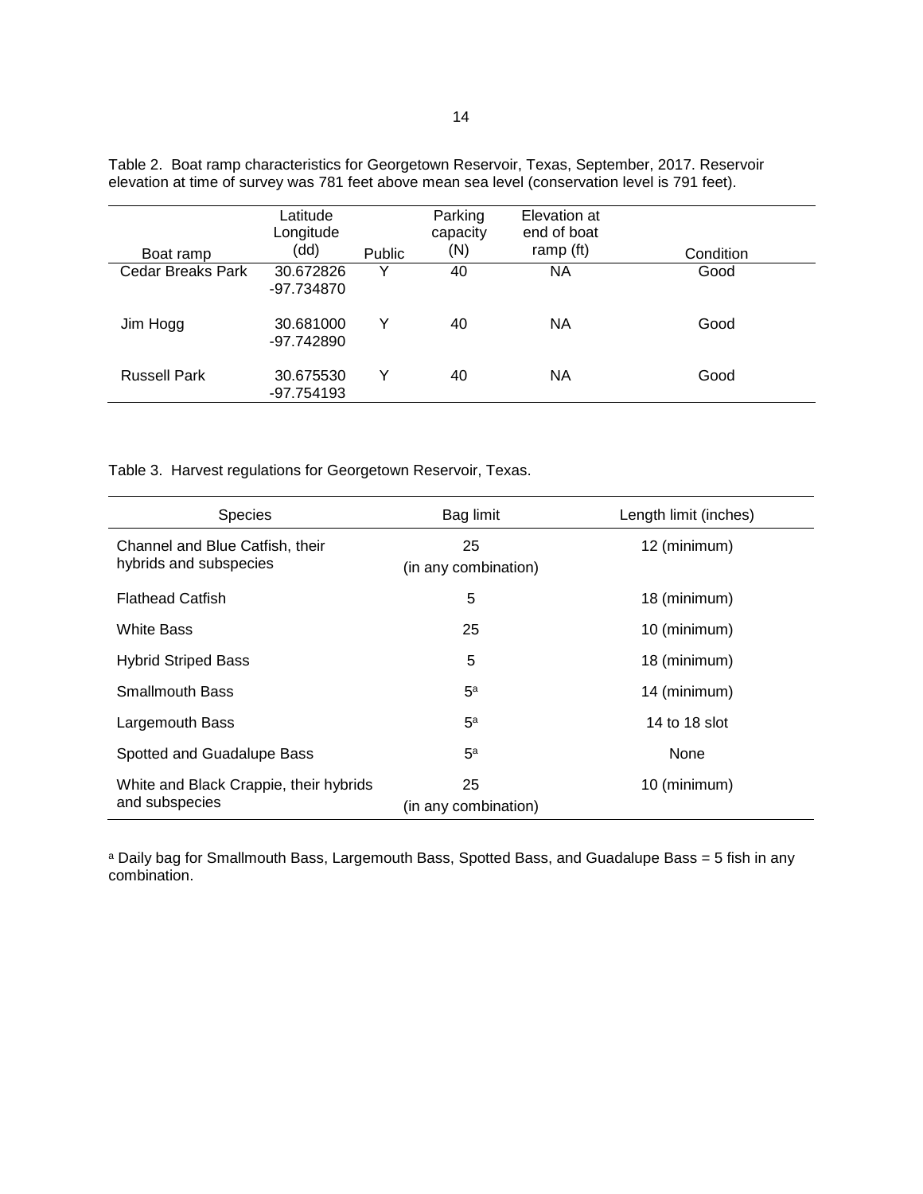Table 2. Boat ramp characteristics for Georgetown Reservoir, Texas, September, 2017. Reservoir elevation at time of survey was 781 feet above mean sea level (conservation level is 791 feet).

| Boat ramp | Latitude Longitude (dd) | Public | Parking capacity (N) | Elevation at end of boat ramp (ft) | Condition |
|---|---|---|---|---|---|
| Cedar Breaks Park | 30.672826 -97.734870 | Y | 40 | NA | Good |
| Jim Hogg | 30.681000 -97.742890 | Y | 40 | NA | Good |
| Russell Park | 30.675530 -97.754193 | Y | 40 | NA | Good |

Table 3. Harvest regulations for Georgetown Reservoir, Texas.

| Species | Bag limit | Length limit (inches) |
|---|---|---|
| Channel and Blue Catfish, their hybrids and subspecies | 25 (in any combination) | 12 (minimum) |
| Flathead Catfish | 5 | 18 (minimum) |
| White Bass | 25 | 10 (minimum) |
| Hybrid Striped Bass | 5 | 18 (minimum) |
| Smallmouth Bass | 5[a] | 14 (minimum) |
| Largemouth Bass | 5[a] | 14 to 18 slot |
| Spotted and Guadalupe Bass | 5[a] | None |
| White and Black Crappie, their hybrids and subspecies | 25 (in any combination) | 10 (minimum) |

[a] Daily bag for Smallmouth Bass, Largemouth Bass, Spotted Bass, and Guadalupe Bass = 5 fish in any combination.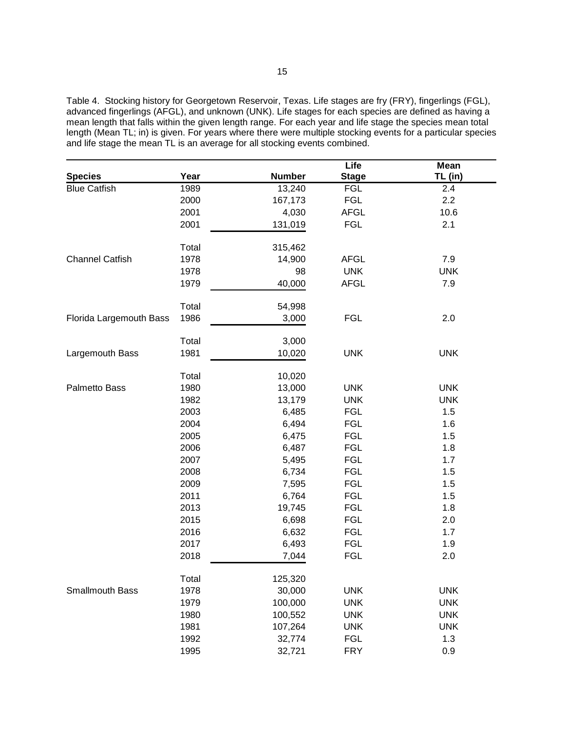Table 4. Stocking history for Georgetown Reservoir, Texas. Life stages are fry (FRY), fingerlings (FGL), advanced fingerlings (AFGL), and unknown (UNK). Life stages for each species are defined as having a mean length that falls within the given length range. For each year and life stage the species mean total length (Mean TL; in) is given. For years where there were multiple stocking events for a particular species and life stage the mean TL is an average for all stocking events combined.

| Species | Year | Number | Life Stage | Mean TL (in) |
|---|---|---|---|---|
| Blue Catfish | 1989 | 13,240 | FGL | 2.4 |
| | 2000 | 167,173 | FGL | 2.2 |
| | 2001 | 4,030 | AFGL | 10.6 |
| | 2001 | 131,019 | FGL | 2.1 |
| | Total | 315,462 | | |
| Channel Catfish | 1978 | 14,900 | AFGL | 7.9 |
| | 1978 | 98 | UNK | UNK |
| | 1979 | 40,000 | AFGL | 7.9 |
| | Total | 54,998 | | |
| Florida Largemouth Bass | 1986 | 3,000 | FGL | 2.0 |
| | Total | 3,000 | | |
| Largemouth Bass | 1981 | 10,020 | UNK | UNK |
| | Total | 10,020 | | |
| Palmetto Bass | 1980 | 13,000 | UNK | UNK |
| | 1982 | 13,179 | UNK | UNK |
| | 2003 | 6,485 | FGL | 1.5 |
| | 2004 | 6,494 | FGL | 1.6 |
| | 2005 | 6,475 | FGL | 1.5 |
| | 2006 | 6,487 | FGL | 1.8 |
| | 2007 | 5,495 | FGL | 1.7 |
| | 2008 | 6,734 | FGL | 1.5 |
| | 2009 | 7,595 | FGL | 1.5 |
| | 2011 | 6,764 | FGL | 1.5 |
| | 2013 | 19,745 | FGL | 1.8 |
| | 2015 | 6,698 | FGL | 2.0 |
| | 2016 | 6,632 | FGL | 1.7 |
| | 2017 | 6,493 | FGL | 1.9 |
| | 2018 | 7,044 | FGL | 2.0 |
| | Total | 125,320 | | |
| Smallmouth Bass | 1978 | 30,000 | UNK | UNK |
| | 1979 | 100,000 | UNK | UNK |
| | 1980 | 100,552 | UNK | UNK |
| | 1981 | 107,264 | UNK | UNK |
| | 1992 | 32,774 | FGL | 1.3 |
| | 1995 | 32,721 | FRY | 0.9 |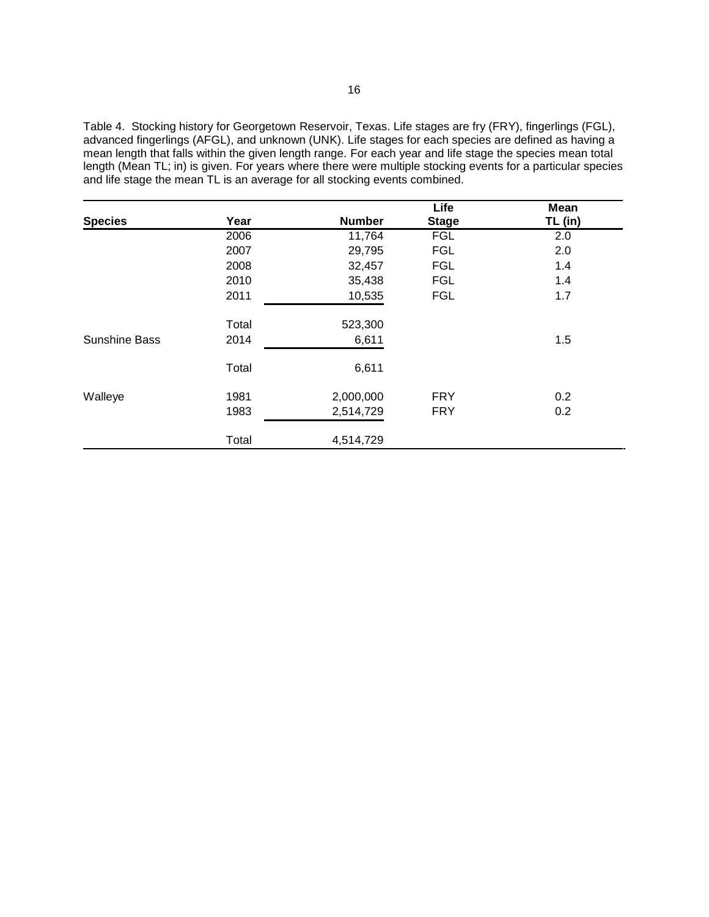Table 4. Stocking history for Georgetown Reservoir, Texas. Life stages are fry (FRY), fingerlings (FGL), advanced fingerlings (AFGL), and unknown (UNK). Life stages for each species are defined as having a mean length that falls within the given length range. For each year and life stage the species mean total length (Mean TL; in) is given. For years where there were multiple stocking events for a particular species and life stage the mean TL is an average for all stocking events combined.

| Species | Year | Number | Life Stage | Mean TL (in) |
|---|---|---|---|---|
| | 2006 | 11,764 | FGL | 2.0 |
| | 2007 | 29,795 | FGL | 2.0 |
| | 2008 | 32,457 | FGL | 1.4 |
| | 2010 | 35,438 | FGL | 1.4 |
| | 2011 | 10,535 | FGL | 1.7 |
| | Total | 523,300 | | |
| Sunshine Bass | 2014 | 6,611 | | 1.5 |
| | Total | 6,611 | | |
| Walleye | 1981 | 2,000,000 | FRY | 0.2 |
| | 1983 | 2,514,729 | FRY | 0.2 |
| | Total | 4,514,729 | | |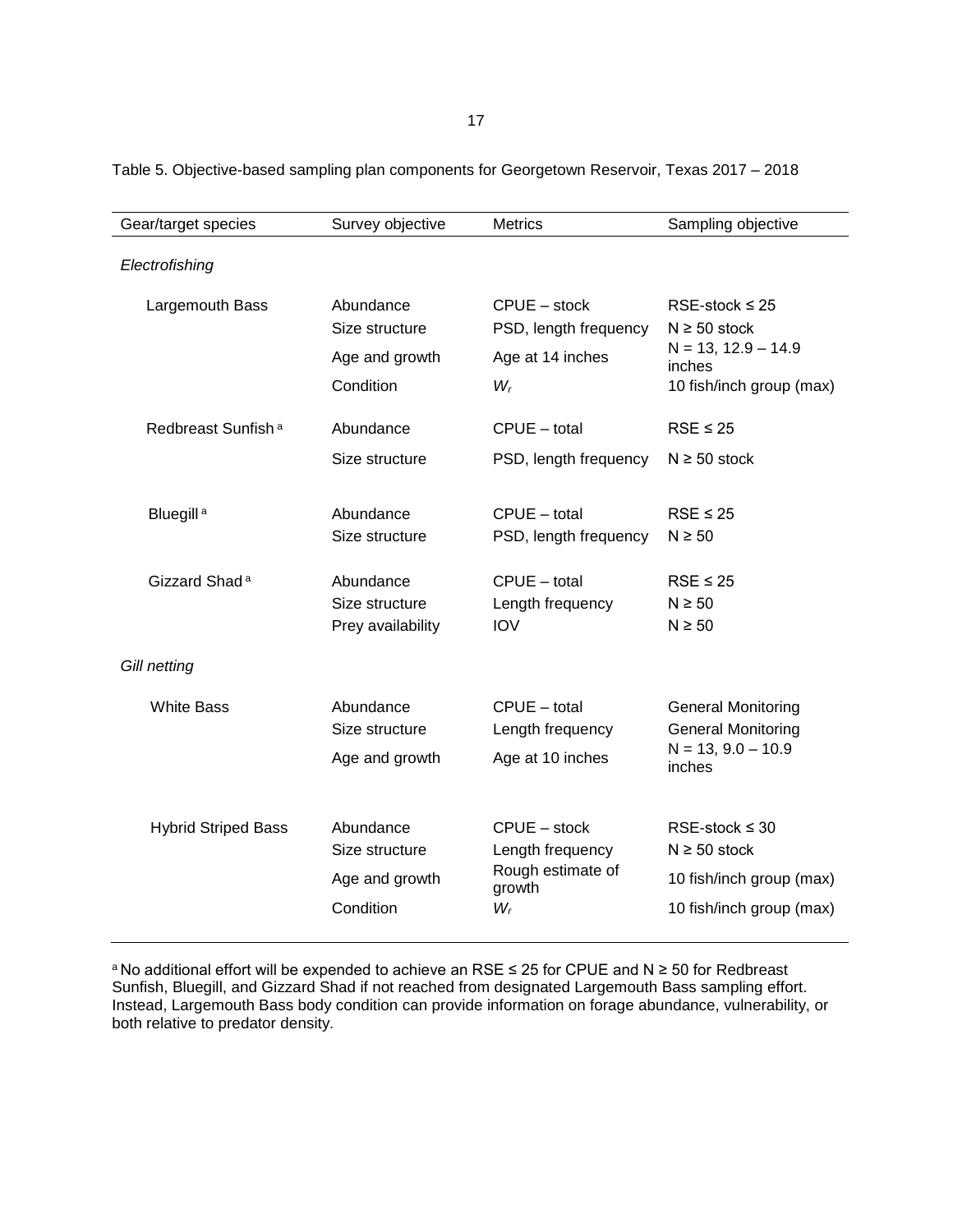Table 5. Objective-based sampling plan components for Georgetown Reservoir, Texas 2017 – 2018

| Gear/target species | Survey objective | Metrics | Sampling objective |
|---|---|---|---|
| *Electrofishing* | | | |
| Largemouth Bass | Abundance | CPUE – stock | RSE-stock ≤ 25 |
| | Size structure | PSD, length frequency | N ≥ 50 stock |
| | Age and growth | Age at 14 inches | N = 13, 12.9 – 14.9 inches |
| | Condition | $W_r$ | 10 fish/inch group (max) |
| Redbreast Sunfish [a] | Abundance | CPUE – total | RSE ≤ 25 |
| | Size structure | PSD, length frequency | N ≥ 50 stock |
| Bluegill [a] | Abundance | CPUE – total | RSE ≤ 25 |
| | Size structure | PSD, length frequency | N ≥ 50 |
| Gizzard Shad [a] | Abundance | CPUE – total | RSE ≤ 25 |
| | Size structure | Length frequency | N ≥ 50 |
| | Prey availability | IOV | N ≥ 50 |
| *Gill netting* | | | |
| White Bass | Abundance | CPUE – total | General Monitoring |
| | Size structure | Length frequency | General Monitoring |
| | Age and growth | Age at 10 inches | N = 13, 9.0 – 10.9 inches |
| Hybrid Striped Bass | Abundance | CPUE – stock | RSE-stock ≤ 30 |
| | Size structure | Length frequency | N ≥ 50 stock |
| | Age and growth | Rough estimate of growth | 10 fish/inch group (max) |
| | Condition | $W_r$ | 10 fish/inch group (max) |

[a] No additional effort will be expended to achieve an RSE ≤ 25 for CPUE and N ≥ 50 for Redbreast Sunfish, Bluegill, and Gizzard Shad if not reached from designated Largemouth Bass sampling effort. Instead, Largemouth Bass body condition can provide information on forage abundance, vulnerability, or both relative to predator density.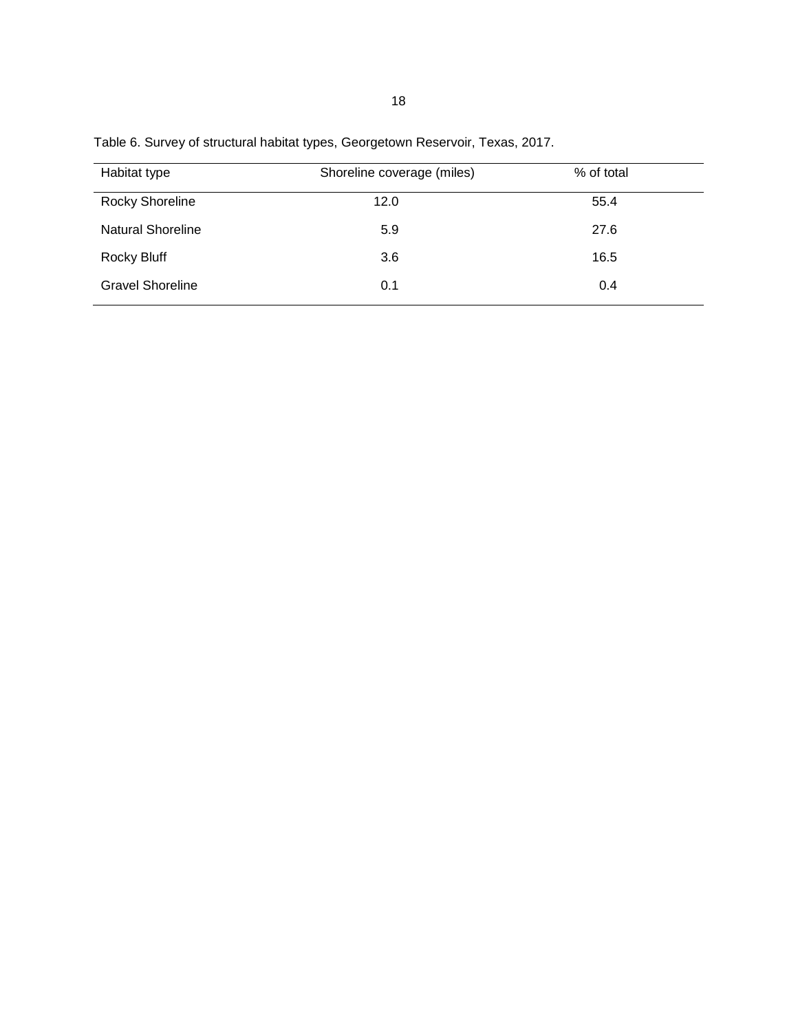Table 6. Survey of structural habitat types, Georgetown Reservoir, Texas, 2017.

| Habitat type | Shoreline coverage (miles) | % of total |
| --- | --- | --- |
| Rocky Shoreline | 12.0 | 55.4 |
| Natural Shoreline | 5.9 | 27.6 |
| Rocky Bluff | 3.6 | 16.5 |
| Gravel Shoreline | 0.1 | 0.4 |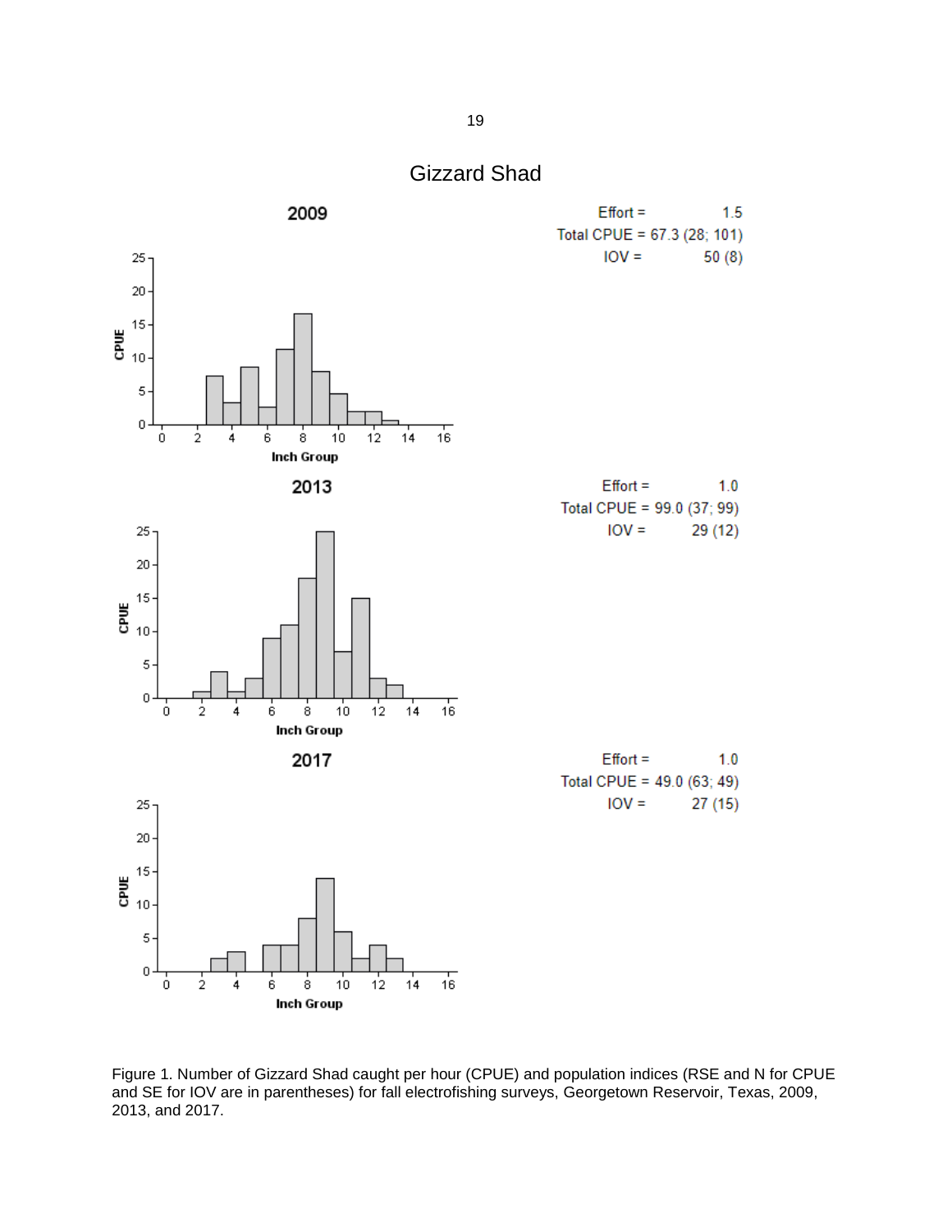# Gizzard Shad

**2009**

Effort = 1.5
Total CPUE = 67.3 (28; 101)
IOV = 50 (8)

**2013**

Effort = 1.0
Total CPUE = 99.0 (37; 99)
IOV = 29 (12)

**2017**

Effort = 1.0
Total CPUE = 49.0 (63; 49)
IOV = 27 (15)

Figure 1. Number of Gizzard Shad caught per hour (CPUE) and population indices (RSE and N for CPUE and SE for IOV are in parentheses) for fall electrofishing surveys, Georgetown Reservoir, Texas, 2009, 2013, and 2017.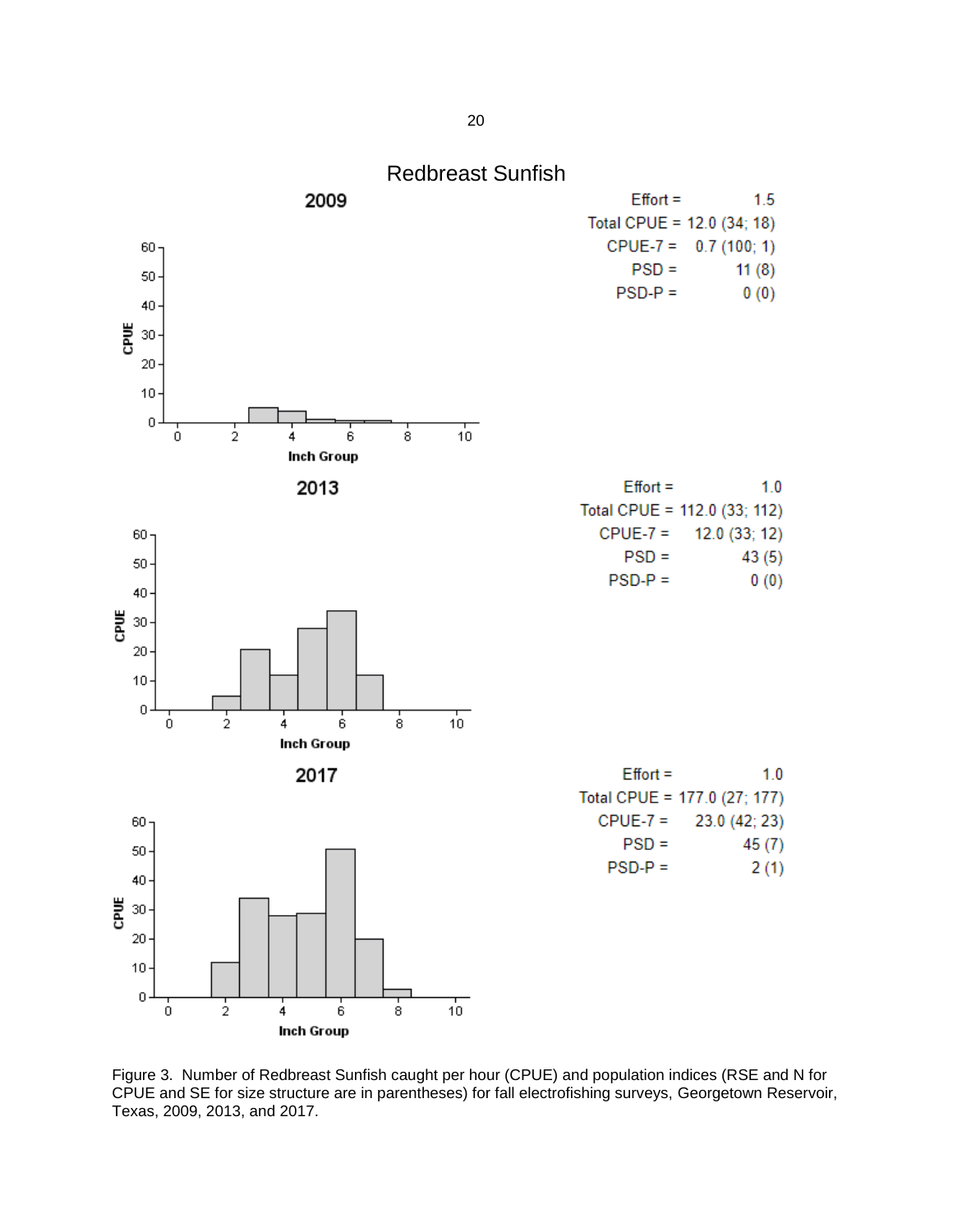## Redbreast Sunfish

### 2009

| | |
|---|---|
| Effort = | 1.5 |
| Total CPUE = | 12.0 (34; 18) |
| CPUE-7 = | 0.7 (100; 1) |
| PSD = | 11 (8) |
| PSD-P = | 0 (0) |

### 2013

| | |
|---|---|
| Effort = | 1.0 |
| Total CPUE = | 112.0 (33; 112) |
| CPUE-7 = | 12.0 (33; 12) |
| PSD = | 43 (5) |
| PSD-P = | 0 (0) |

### 2017

| | |
|---|---|
| Effort = | 1.0 |
| Total CPUE = | 177.0 (27; 177) |
| CPUE-7 = | 23.0 (42; 23) |
| PSD = | 45 (7) |
| PSD-P = | 2 (1) |

Figure 3. Number of Redbreast Sunfish caught per hour (CPUE) and population indices (RSE and N for CPUE and SE for size structure are in parentheses) for fall electrofishing surveys, Georgetown Reservoir, Texas, 2009, 2013, and 2017.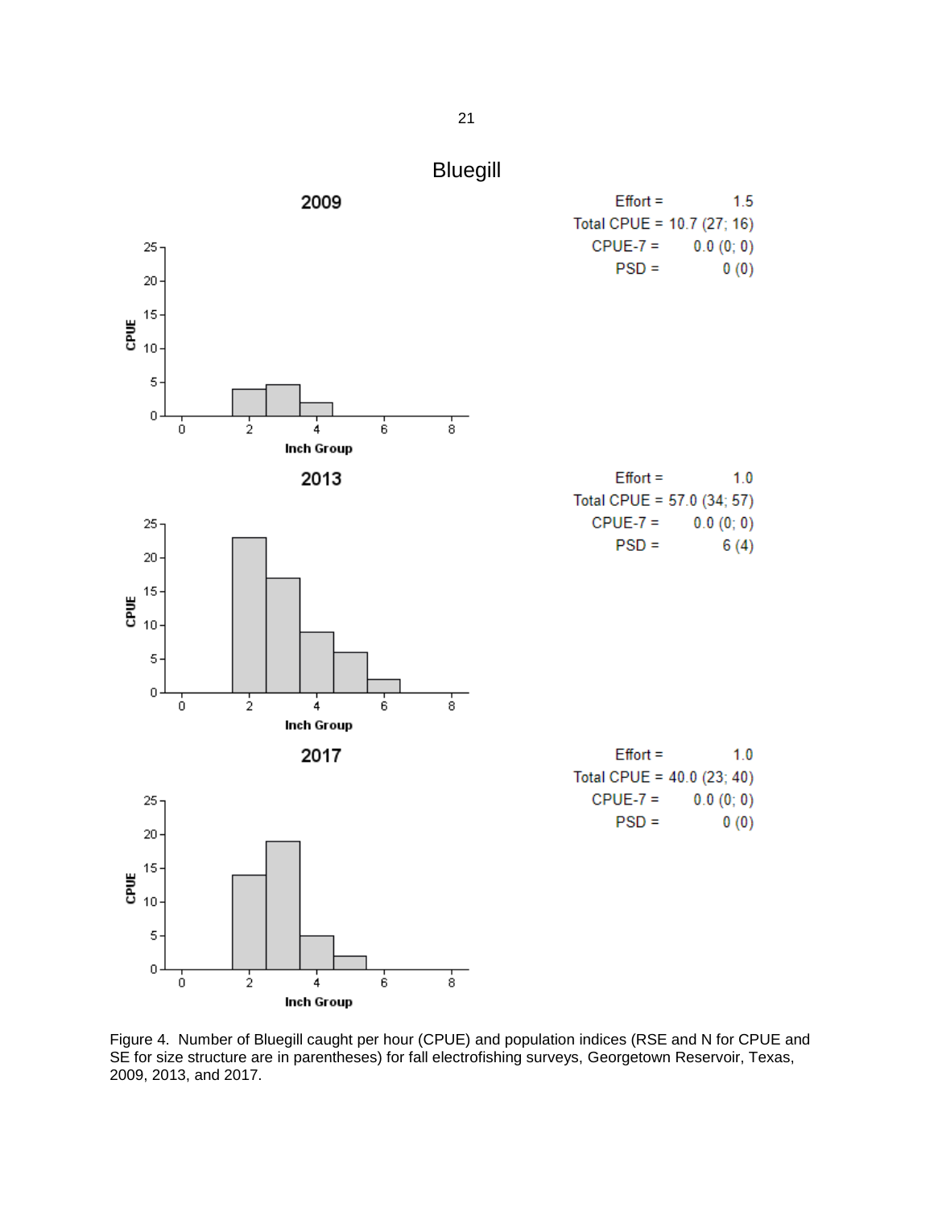# Bluegill

## 2009

| | |
|---|---|
| Effort = | 1.5 |
| Total CPUE = | 10.7 (27; 16) |
| CPUE-7 = | 0.0 (0; 0) |
| PSD = | 0 (0) |

## 2013

| | |
|---|---|
| Effort = | 1.0 |
| Total CPUE = | 57.0 (34; 57) |
| CPUE-7 = | 0.0 (0; 0) |
| PSD = | 6 (4) |

## 2017

| | |
|---|---|
| Effort = | 1.0 |
| Total CPUE = | 40.0 (23; 40) |
| CPUE-7 = | 0.0 (0; 0) |
| PSD = | 0 (0) |

Figure 4. Number of Bluegill caught per hour (CPUE) and population indices (RSE and N for CPUE and SE for size structure are in parentheses) for fall electrofishing surveys, Georgetown Reservoir, Texas, 2009, 2013, and 2017.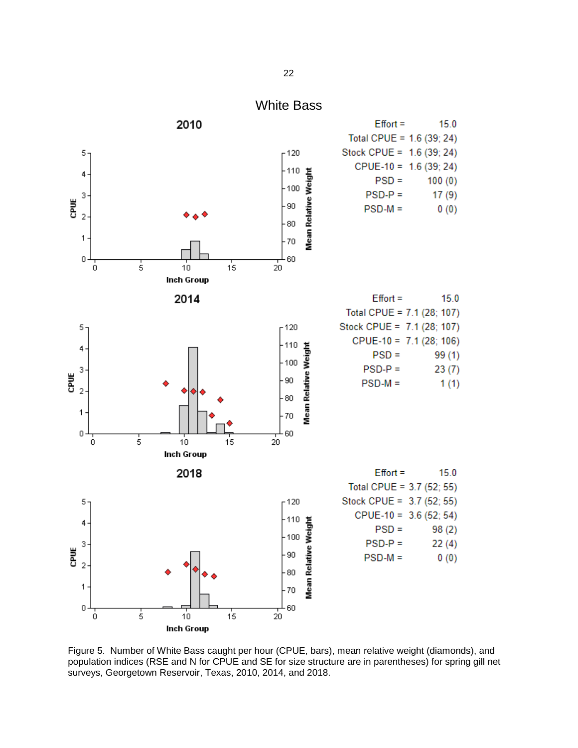# White Bass

## 2010

| | |
|---|---|
| Effort = | 15.0 |
| Total CPUE = | 1.6 (39; 24) |
| Stock CPUE = | 1.6 (39; 24) |
| CPUE-10 = | 1.6 (39; 24) |
| PSD = | 100 (0) |
| PSD-P = | 17 (9) |
| PSD-M = | 0 (0) |

## 2014

| | |
|---|---|
| Effort = | 15.0 |
| Total CPUE = | 7.1 (28; 107) |
| Stock CPUE = | 7.1 (28; 107) |
| CPUE-10 = | 7.1 (28; 106) |
| PSD = | 99 (1) |
| PSD-P = | 23 (7) |
| PSD-M = | 1 (1) |

## 2018

| | |
|---|---|
| Effort = | 15.0 |
| Total CPUE = | 3.7 (52; 55) |
| Stock CPUE = | 3.7 (52; 55) |
| CPUE-10 = | 3.6 (52; 54) |
| PSD = | 98 (2) |
| PSD-P = | 22 (4) |
| PSD-M = | 0 (0) |

Figure 5. Number of White Bass caught per hour (CPUE, bars), mean relative weight (diamonds), and population indices (RSE and N for CPUE and SE for size structure are in parentheses) for spring gill net surveys, Georgetown Reservoir, Texas, 2010, 2014, and 2018.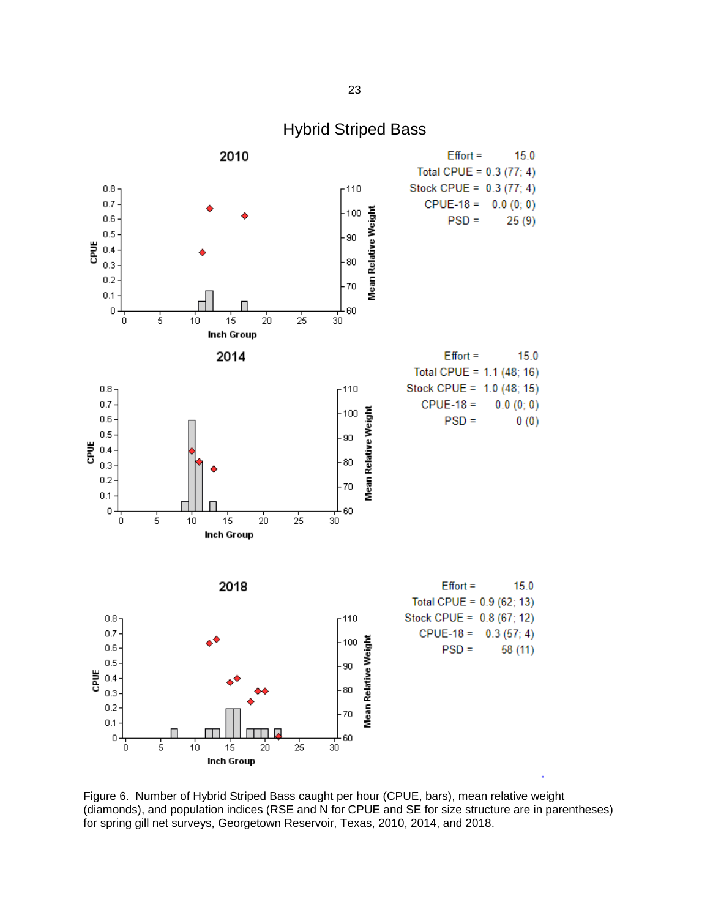## Hybrid Striped Bass

### 2010

Effort = 15.0
Total CPUE = 0.3 (77; 4)
Stock CPUE = 0.3 (77; 4)
CPUE-18 = 0.0 (0; 0)
PSD = 25 (9)

### 2014

Effort = 15.0
Total CPUE = 1.1 (48; 16)
Stock CPUE = 1.0 (48; 15)
CPUE-18 = 0.0 (0; 0)
PSD = 0 (0)

### 2018

Effort = 15.0
Total CPUE = 0.9 (62; 13)
Stock CPUE = 0.8 (67; 12)
CPUE-18 = 0.3 (57; 4)
PSD = 58 (11)

Figure 6. Number of Hybrid Striped Bass caught per hour (CPUE, bars), mean relative weight (diamonds), and population indices (RSE and N for CPUE and SE for size structure are in parentheses) for spring gill net surveys, Georgetown Reservoir, Texas, 2010, 2014, and 2018.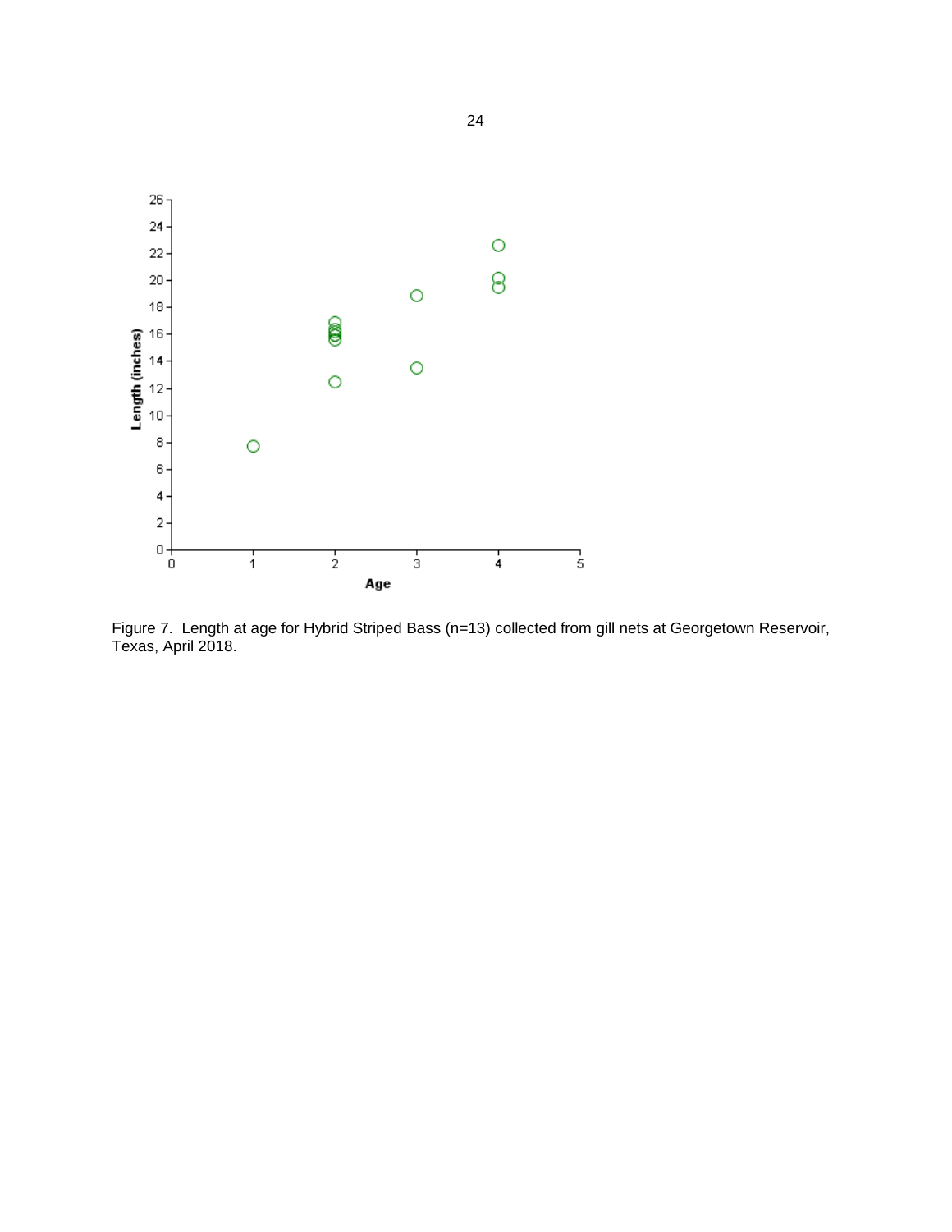Figure 7. Length at age for Hybrid Striped Bass (n=13) collected from gill nets at Georgetown Reservoir, Texas, April 2018.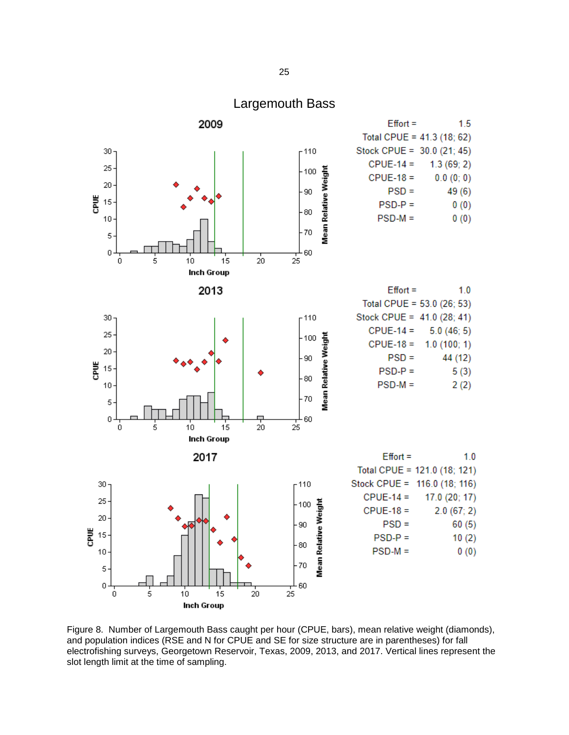# Largemouth Bass

## 2009

| | |
|---|---|
| Effort = | 1.5 |
| Total CPUE = | 41.3 (18; 62) |
| Stock CPUE = | 30.0 (21; 45) |
| CPUE-14 = | 1.3 (69; 2) |
| CPUE-18 = | 0.0 (0; 0) |
| PSD = | 49 (6) |
| PSD-P = | 0 (0) |
| PSD-M = | 0 (0) |

## 2013

| | |
|---|---|
| Effort = | 1.0 |
| Total CPUE = | 53.0 (26; 53) |
| Stock CPUE = | 41.0 (28; 41) |
| CPUE-14 = | 5.0 (46; 5) |
| CPUE-18 = | 1.0 (100; 1) |
| PSD = | 44 (12) |
| PSD-P = | 5 (3) |
| PSD-M = | 2 (2) |

## 2017

| | |
|---|---|
| Effort = | 1.0 |
| Total CPUE = | 121.0 (18; 121) |
| Stock CPUE = | 116.0 (18; 116) |
| CPUE-14 = | 17.0 (20; 17) |
| CPUE-18 = | 2.0 (67; 2) |
| PSD = | 60 (5) |
| PSD-P = | 10 (2) |
| PSD-M = | 0 (0) |

Figure 8. Number of Largemouth Bass caught per hour (CPUE, bars), mean relative weight (diamonds), and population indices (RSE and N for CPUE and SE for size structure are in parentheses) for fall electrofishing surveys, Georgetown Reservoir, Texas, 2009, 2013, and 2017. Vertical lines represent the slot length limit at the time of sampling.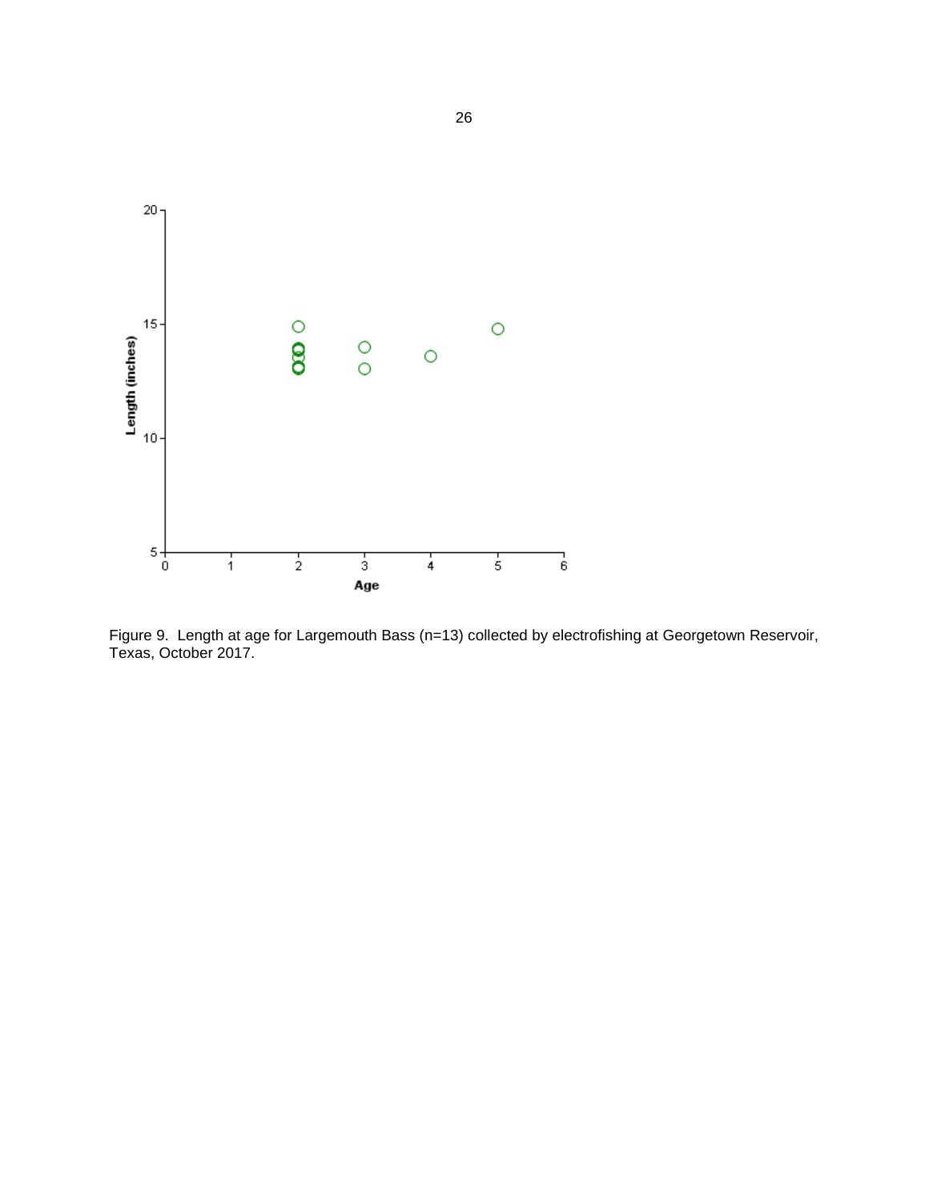Figure 9. Length at age for Largemouth Bass (n=13) collected by electrofishing at Georgetown Reservoir, Texas, October 2017.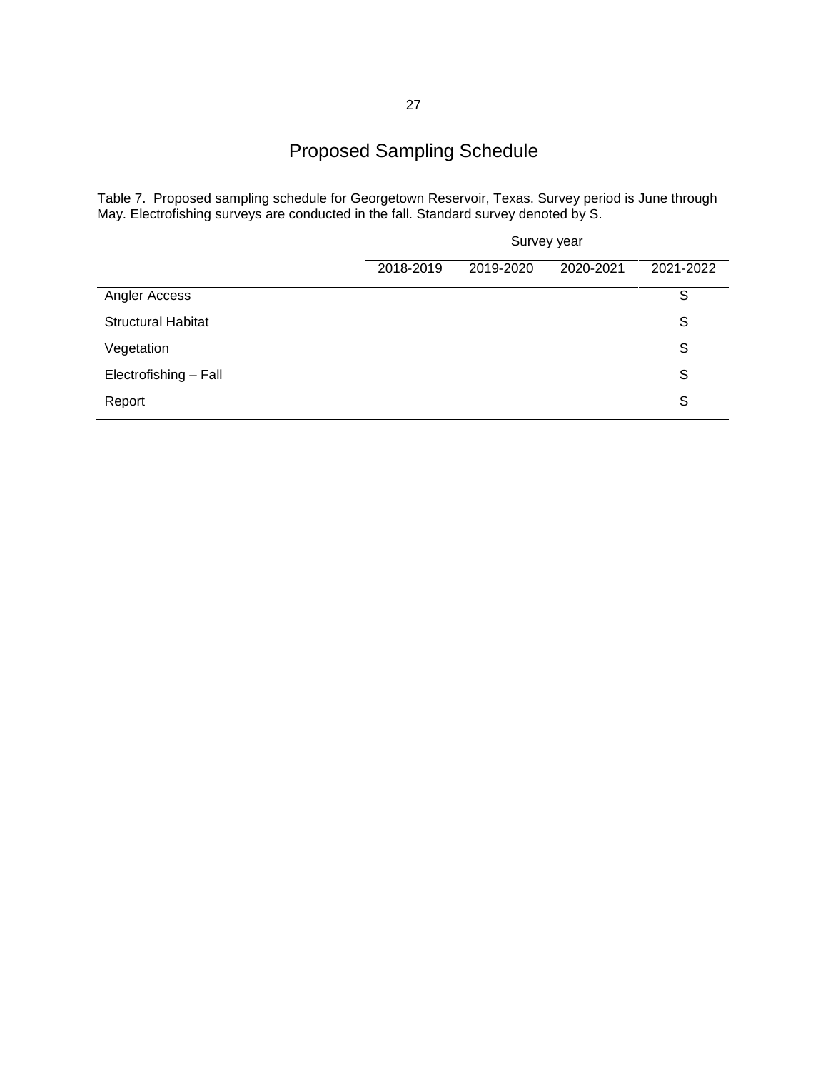# Proposed Sampling Schedule

Table 7. Proposed sampling schedule for Georgetown Reservoir, Texas. Survey period is June through May. Electrofishing surveys are conducted in the fall. Standard survey denoted by S.

| | Survey year | | | |
|---|---|---|---|---|
| | 2018-2019 | 2019-2020 | 2020-2021 | 2021-2022 |
| Angler Access | | | | S |
| Structural Habitat | | | | S |
| Vegetation | | | | S |
| Electrofishing – Fall | | | | S |
| Report | | | | S |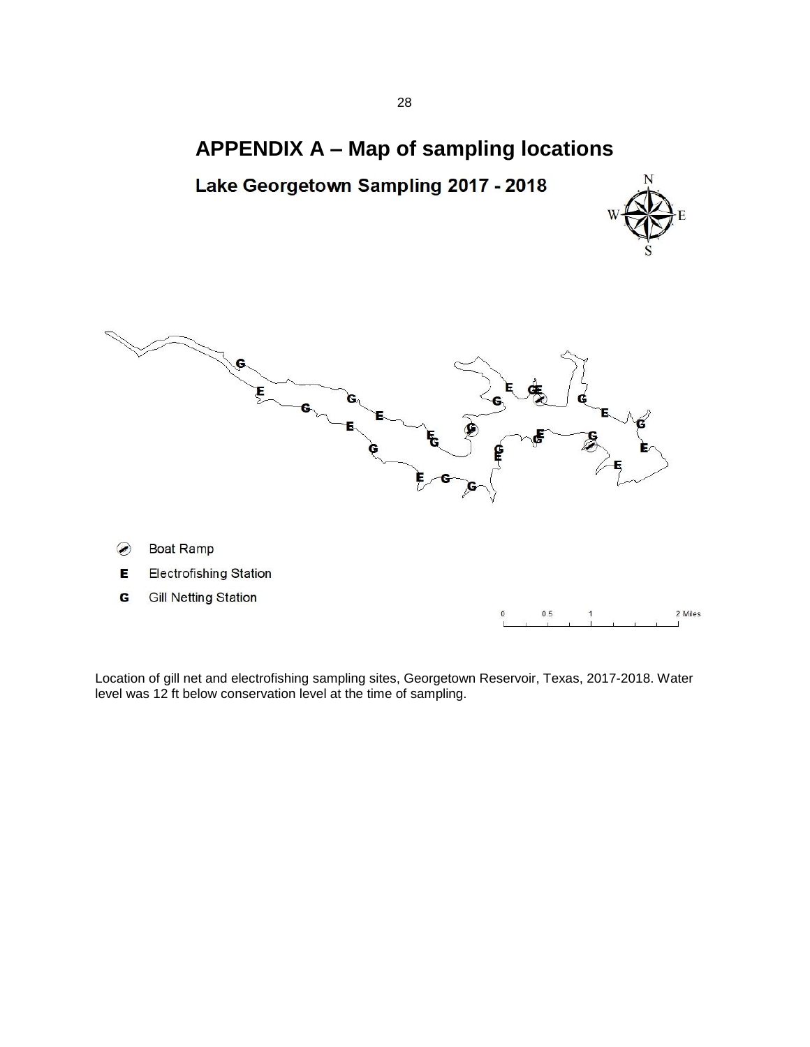# APPENDIX A – Map of sampling locations

Lake Georgetown Sampling 2017 - 2018

Boat Ramp

E Electrofishing Station

G Gill Netting Station

0 0.5 1 2 Miles

Location of gill net and electrofishing sampling sites, Georgetown Reservoir, Texas, 2017-2018. Water level was 12 ft below conservation level at the time of sampling.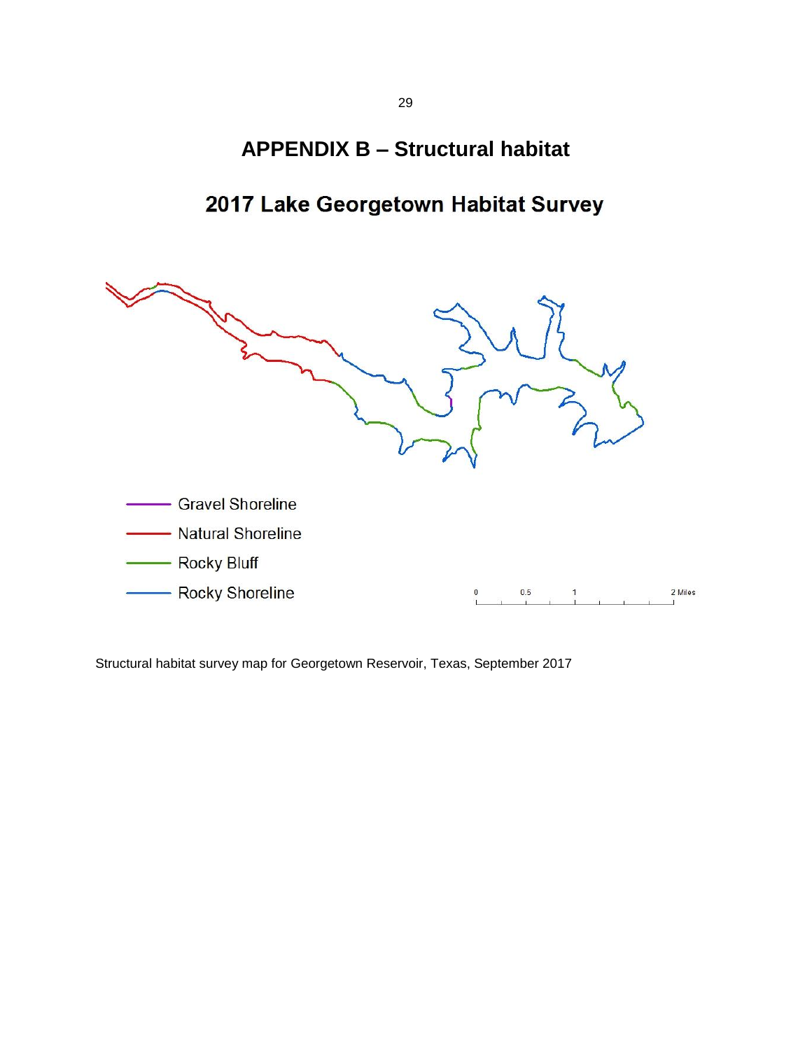# APPENDIX B – Structural habitat

## 2017 Lake Georgetown Habitat Survey

Gravel Shoreline

Natural Shoreline

Rocky Bluff

Rocky Shoreline

0 0.5 1 2 Miles

Structural habitat survey map for Georgetown Reservoir, Texas, September 2017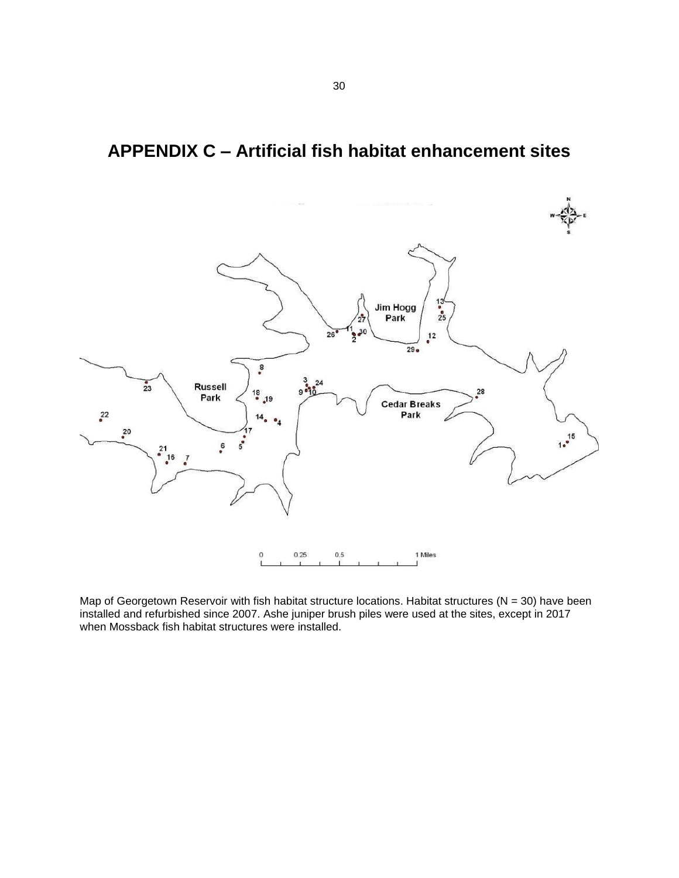# APPENDIX C – Artificial fish habitat enhancement sites

Map of Georgetown Reservoir with fish habitat structure locations. Habitat structures (N = 30) have been installed and refurbished since 2007. Ashe juniper brush piles were used at the sites, except in 2017 when Mossback fish habitat structures were installed.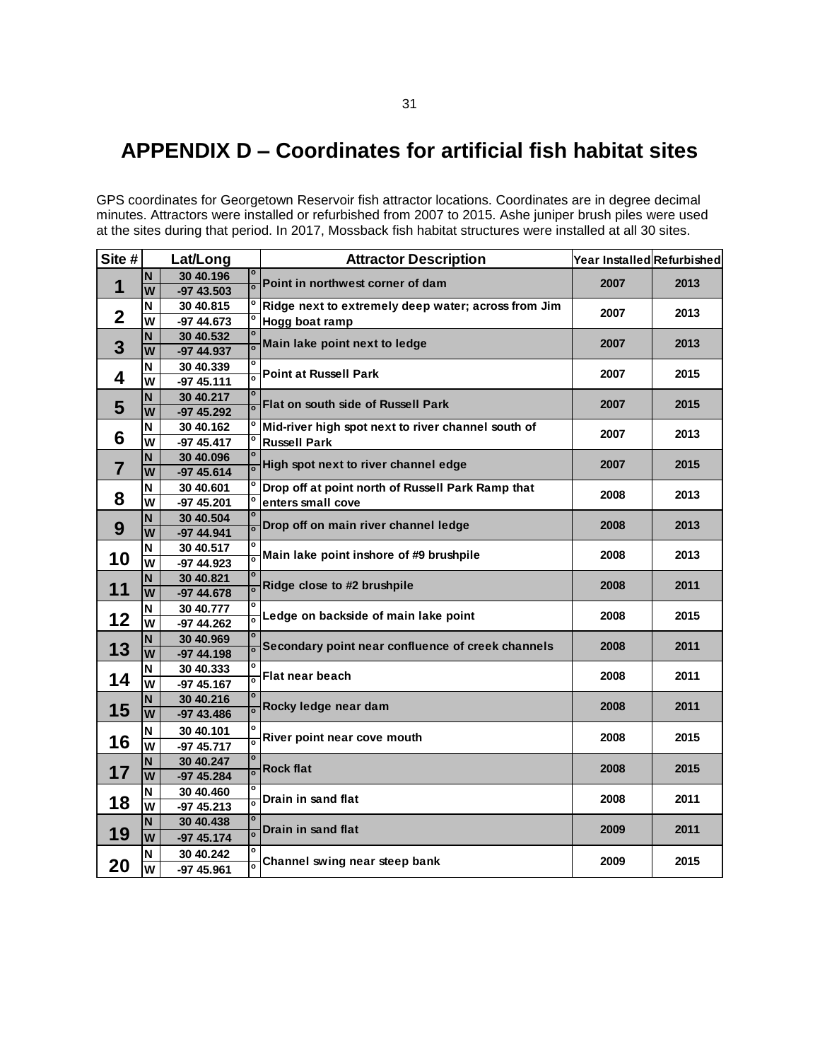# APPENDIX D – Coordinates for artificial fish habitat sites

GPS coordinates for Georgetown Reservoir fish attractor locations. Coordinates are in degree decimal minutes. Attractors were installed or refurbished from 2007 to 2015. Ashe juniper brush piles were used at the sites during that period. In 2017, Mossback fish habitat structures were installed at all 30 sites.

| Site # | Lat/Long | | | Attractor Description | Year Installed | Refurbished |
|---|---|---|---|---|---|---|
| 1 | N | 30 40.196 | ° | Point in northwest corner of dam | 2007 | 2013 |
| | W | -97 43.503 | ° | | | |
| 2 | N | 30 40.815 | ° | Ridge next to extremely deep water; across from Jim Hogg boat ramp | 2007 | 2013 |
| | W | -97 44.673 | ° | | | |
| 3 | N | 30 40.532 | ° | Main lake point next to ledge | 2007 | 2013 |
| | W | -97 44.937 | ° | | | |
| 4 | N | 30 40.339 | ° | Point at Russell Park | 2007 | 2015 |
| | W | -97 45.111 | ° | | | |
| 5 | N | 30 40.217 | ° | Flat on south side of Russell Park | 2007 | 2015 |
| | W | -97 45.292 | ° | | | |
| 6 | N | 30 40.162 | ° | Mid-river high spot next to river channel south of Russell Park | 2007 | 2013 |
| | W | -97 45.417 | ° | | | |
| 7 | N | 30 40.096 | ° | High spot next to river channel edge | 2007 | 2015 |
| | W | -97 45.614 | ° | | | |
| 8 | N | 30 40.601 | ° | Drop off at point north of Russell Park Ramp that enters small cove | 2008 | 2013 |
| | W | -97 45.201 | ° | | | |
| 9 | N | 30 40.504 | ° | Drop off on main river channel ledge | 2008 | 2013 |
| | W | -97 44.941 | ° | | | |
| 10 | N | 30 40.517 | ° | Main lake point inshore of #9 brushpile | 2008 | 2013 |
| | W | -97 44.923 | ° | | | |
| 11 | N | 30 40.821 | ° | Ridge close to #2 brushpile | 2008 | 2011 |
| | W | -97 44.678 | ° | | | |
| 12 | N | 30 40.777 | ° | Ledge on backside of main lake point | 2008 | 2015 |
| | W | -97 44.262 | ° | | | |
| 13 | N | 30 40.969 | ° | Secondary point near confluence of creek channels | 2008 | 2011 |
| | W | -97 44.198 | ° | | | |
| 14 | N | 30 40.333 | ° | Flat near beach | 2008 | 2011 |
| | W | -97 45.167 | ° | | | |
| 15 | N | 30 40.216 | ° | Rocky ledge near dam | 2008 | 2011 |
| | W | -97 43.486 | ° | | | |
| 16 | N | 30 40.101 | ° | River point near cove mouth | 2008 | 2015 |
| | W | -97 45.717 | ° | | | |
| 17 | N | 30 40.247 | ° | Rock flat | 2008 | 2015 |
| | W | -97 45.284 | ° | | | |
| 18 | N | 30 40.460 | ° | Drain in sand flat | 2008 | 2011 |
| | W | -97 45.213 | ° | | | |
| 19 | N | 30 40.438 | ° | Drain in sand flat | 2009 | 2011 |
| | W | -97 45.174 | ° | | | |
| 20 | N | 30 40.242 | ° | Channel swing near steep bank | 2009 | 2015 |
| | W | -97 45.961 | ° | | | |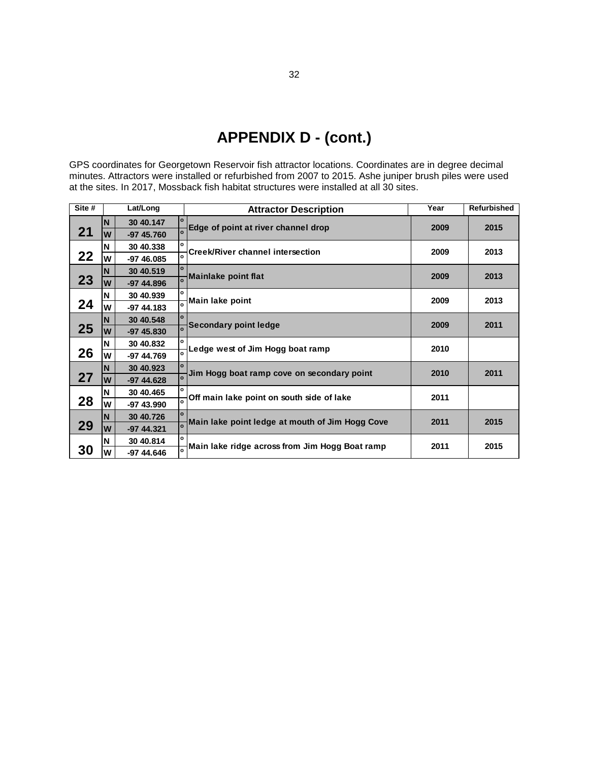# APPENDIX D - (cont.)

GPS coordinates for Georgetown Reservoir fish attractor locations. Coordinates are in degree decimal minutes. Attractors were installed or refurbished from 2007 to 2015. Ashe juniper brush piles were used at the sites. In 2017, Mossback fish habitat structures were installed at all 30 sites.

| Site # | Lat/Long | | | Attractor Description | Year | Refurbished |
|---|---|---|---|---|---|---|
| 21 | N | 30 40.147 | ° | Edge of point at river channel drop | 2009 | 2015 |
| | W | -97 45.760 | ° | | | |
| 22 | N | 30 40.338 | ° | Creek/River channel intersection | 2009 | 2013 |
| | W | -97 46.085 | ° | | | |
| 23 | N | 30 40.519 | ° | Mainlake point flat | 2009 | 2013 |
| | W | -97 44.896 | ° | | | |
| 24 | N | 30 40.939 | ° | Main lake point | 2009 | 2013 |
| | W | -97 44.183 | ° | | | |
| 25 | N | 30 40.548 | ° | Secondary point ledge | 2009 | 2011 |
| | W | -97 45.830 | ° | | | |
| 26 | N | 30 40.832 | ° | Ledge west of Jim Hogg boat ramp | 2010 | |
| | W | -97 44.769 | ° | | | |
| 27 | N | 30 40.923 | ° | Jim Hogg boat ramp cove on secondary point | 2010 | 2011 |
| | W | -97 44.628 | ° | | | |
| 28 | N | 30 40.465 | ° | Off main lake point on south side of lake | 2011 | |
| | W | -97 43.990 | ° | | | |
| 29 | N | 30 40.726 | ° | Main lake point ledge at mouth of Jim Hogg Cove | 2011 | 2015 |
| | W | -97 44.321 | ° | | | |
| 30 | N | 30 40.814 | ° | Main lake ridge across from Jim Hogg Boat ramp | 2011 | 2015 |
| | W | -97 44.646 | ° | | | |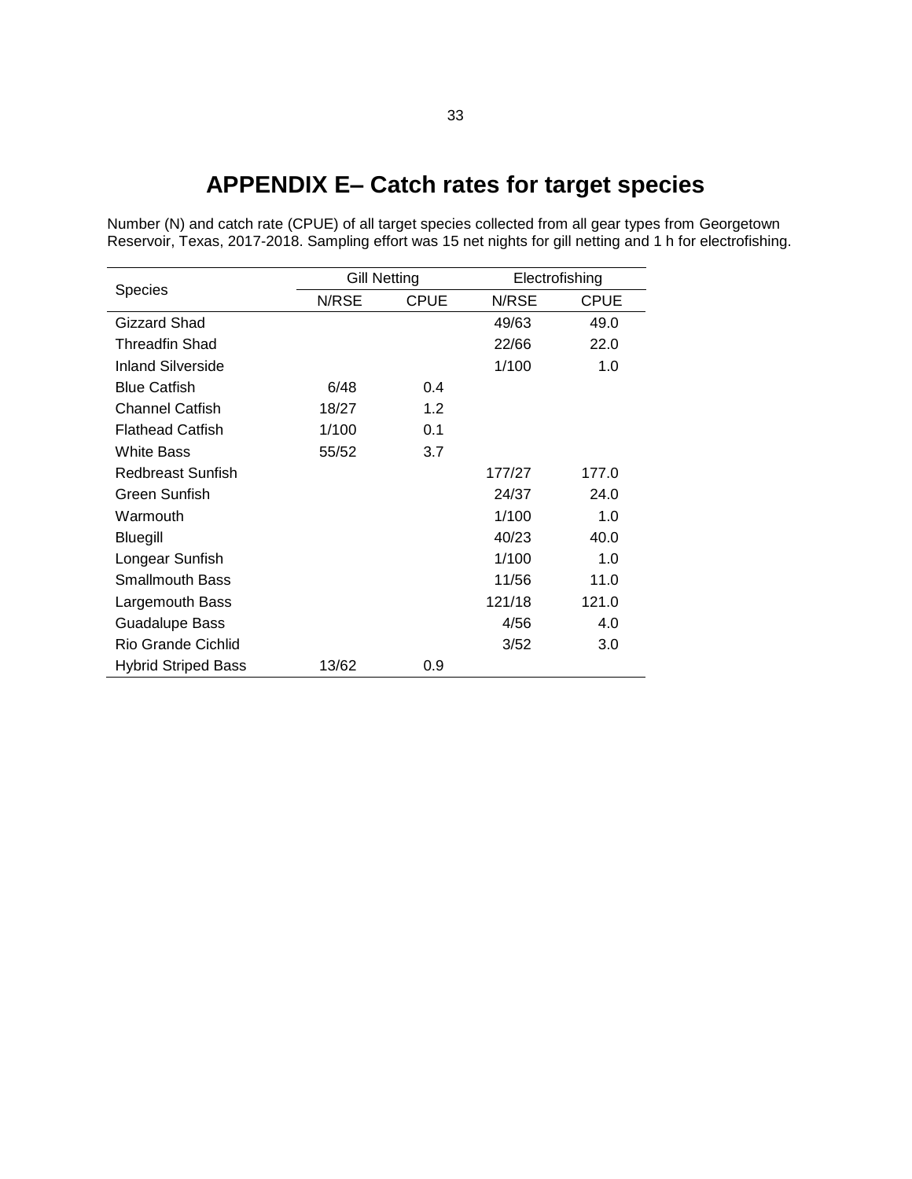# APPENDIX E– Catch rates for target species

Number (N) and catch rate (CPUE) of all target species collected from all gear types from Georgetown Reservoir, Texas, 2017-2018. Sampling effort was 15 net nights for gill netting and 1 h for electrofishing.

| Species | Gill Netting | | Electrofishing | |
|---|---|---|---|---|
| | N/RSE | CPUE | N/RSE | CPUE |
| Gizzard Shad | | | 49/63 | 49.0 |
| Threadfin Shad | | | 22/66 | 22.0 |
| Inland Silverside | | | 1/100 | 1.0 |
| Blue Catfish | 6/48 | 0.4 | | |
| Channel Catfish | 18/27 | 1.2 | | |
| Flathead Catfish | 1/100 | 0.1 | | |
| White Bass | 55/52 | 3.7 | | |
| Redbreast Sunfish | | | 177/27 | 177.0 |
| Green Sunfish | | | 24/37 | 24.0 |
| Warmouth | | | 1/100 | 1.0 |
| Bluegill | | | 40/23 | 40.0 |
| Longear Sunfish | | | 1/100 | 1.0 |
| Smallmouth Bass | | | 11/56 | 11.0 |
| Largemouth Bass | | | 121/18 | 121.0 |
| Guadalupe Bass | | | 4/56 | 4.0 |
| Rio Grande Cichlid | | | 3/52 | 3.0 |
| Hybrid Striped Bass | 13/62 | 0.9 | | |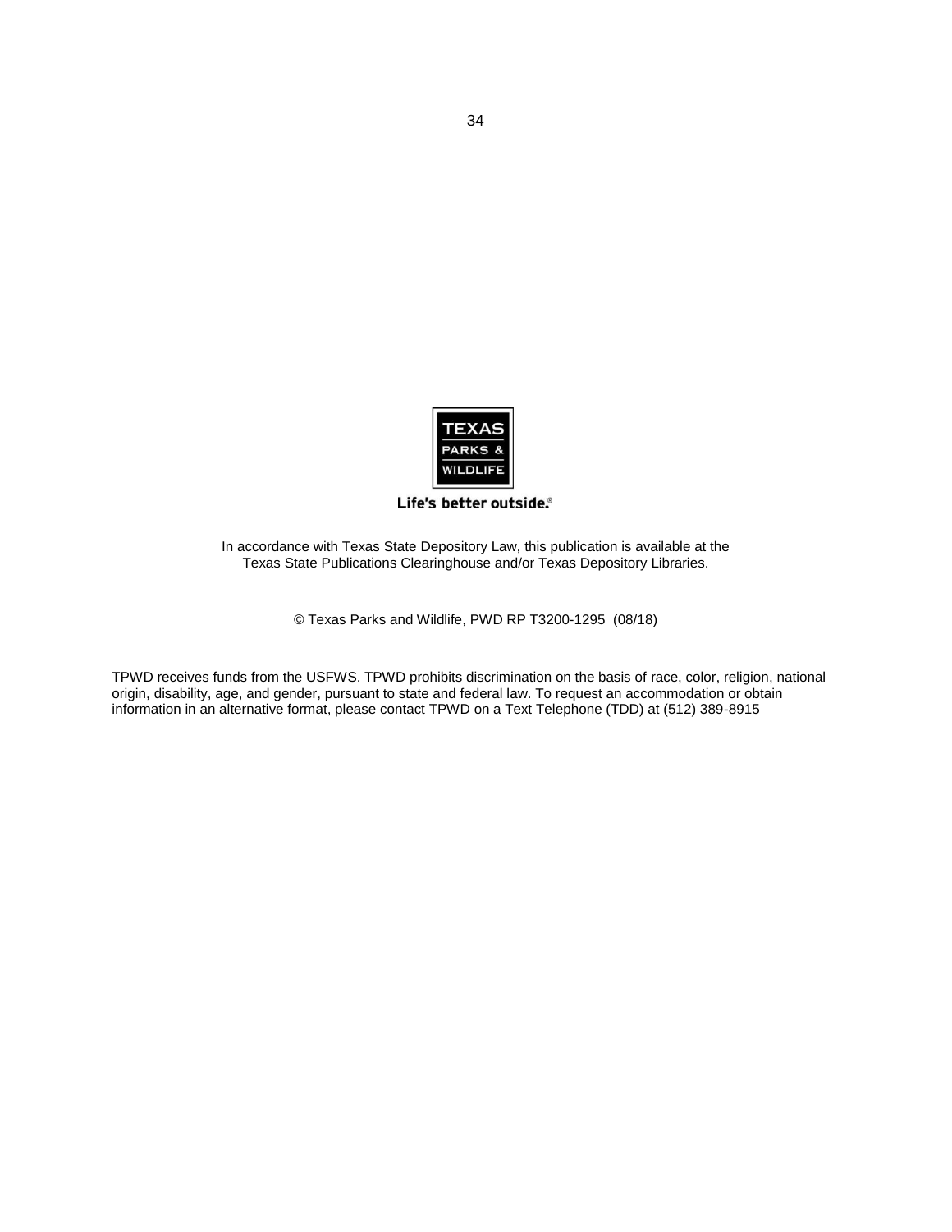TEXAS PARKS & WILDLIFE

Life's better outside.®

In accordance with Texas State Depository Law, this publication is available at the Texas State Publications Clearinghouse and/or Texas Depository Libraries.

© Texas Parks and Wildlife, PWD RP T3200-1295 (08/18)

TPWD receives funds from the USFWS. TPWD prohibits discrimination on the basis of race, color, religion, national origin, disability, age, and gender, pursuant to state and federal law. To request an accommodation or obtain information in an alternative format, please contact TPWD on a Text Telephone (TDD) at (512) 389-8915